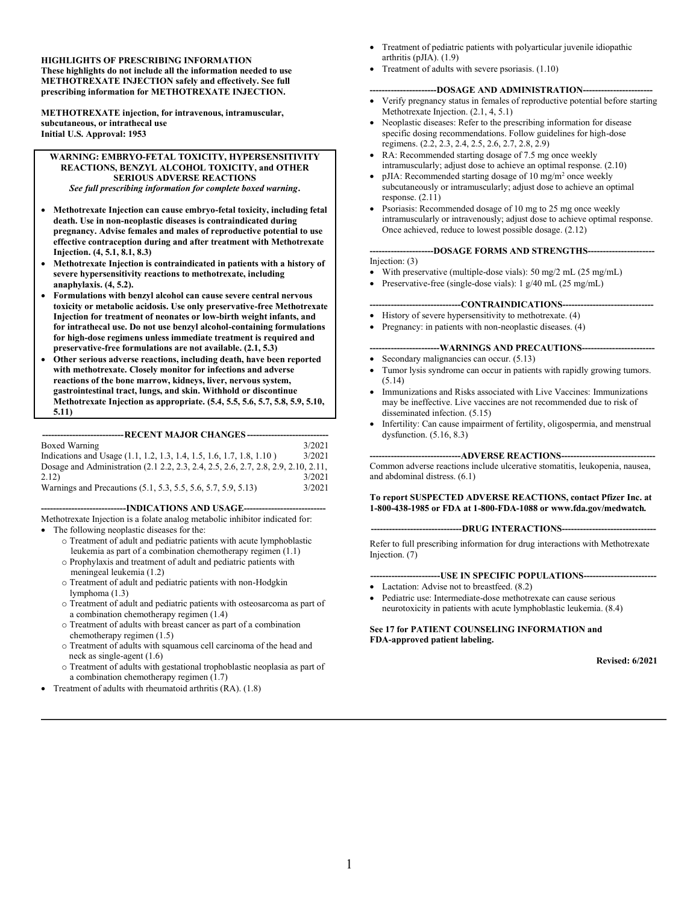**HIGHLIGHTS OF PRESCRIBING INFORMATION**
**These highlights do not include all the information needed to use METHOTREXATE INJECTION safely and effectively. See full prescribing information for METHOTREXATE INJECTION.**

**METHOTREXATE injection, for intravenous, intramuscular, subcutaneous, or intrathecal use**
**Initial U.S. Approval: 1953**

**WARNING: EMBRYO-FETAL TOXICITY, HYPERSENSITIVITY REACTIONS, BENZYL ALCOHOL TOXICITY, and OTHER SERIOUS ADVERSE REACTIONS**
***See full prescribing information for complete boxed warning.***

- **Methotrexate Injection can cause embryo-fetal toxicity, including fetal death. Use in non-neoplastic diseases is contraindicated during pregnancy. Advise females and males of reproductive potential to use effective contraception during and after treatment with Methotrexate Injection. (4, 5.1, 8.1, 8.3)**
- **Methotrexate Injection is contraindicated in patients with a history of severe hypersensitivity reactions to methotrexate, including anaphylaxis. (4, 5.2).**
- **Formulations with benzyl alcohol can cause severe central nervous toxicity or metabolic acidosis. Use only preservative-free Methotrexate Injection for treatment of neonates or low-birth weight infants, and for intrathecal use. Do not use benzyl alcohol-containing formulations for high-dose regimens unless immediate treatment is required and preservative-free formulations are not available. (2.1, 5.3)**
- **Other serious adverse reactions, including death, have been reported with methotrexate. Closely monitor for infections and adverse reactions of the bone marrow, kidneys, liver, nervous system, gastrointestinal tract, lungs, and skin. Withhold or discontinue Methotrexate Injection as appropriate. (5.4, 5.5, 5.6, 5.7, 5.8, 5.9, 5.10, 5.11)**

**RECENT MAJOR CHANGES**

| | |
|---|---|
| Boxed Warning | 3/2021 |
| Indications and Usage (1.1, 1.2, 1.3, 1.4, 1.5, 1.6, 1.7, 1.8, 1.10 ) | 3/2021 |
| Dosage and Administration (2.1 2.2, 2.3, 2.4, 2.5, 2.6, 2.7, 2.8, 2.9, 2.10, 2.11, 2.12) | 3/2021 |
| Warnings and Precautions (5.1, 5.3, 5.5, 5.6, 5.7, 5.9, 5.13) | 3/2021 |

**INDICATIONS AND USAGE**

Methotrexate Injection is a folate analog metabolic inhibitor indicated for:

- The following neoplastic diseases for the:
  - Treatment of adult and pediatric patients with acute lymphoblastic leukemia as part of a combination chemotherapy regimen (1.1)
  - Prophylaxis and treatment of adult and pediatric patients with meningeal leukemia (1.2)
  - Treatment of adult and pediatric patients with non-Hodgkin lymphoma (1.3)
  - Treatment of adult and pediatric patients with osteosarcoma as part of a combination chemotherapy regimen (1.4)
  - Treatment of adults with breast cancer as part of a combination chemotherapy regimen (1.5)
  - Treatment of adults with squamous cell carcinoma of the head and neck as single-agent (1.6)
  - Treatment of adults with gestational trophoblastic neoplasia as part of a combination chemotherapy regimen (1.7)
- Treatment of adults with rheumatoid arthritis (RA). (1.8)
- Treatment of pediatric patients with polyarticular juvenile idiopathic arthritis (pJIA). (1.9)
- Treatment of adults with severe psoriasis. (1.10)

**DOSAGE AND ADMINISTRATION**

- Verify pregnancy status in females of reproductive potential before starting Methotrexate Injection. (2.1, 4, 5.1)
- Neoplastic diseases: Refer to the prescribing information for disease specific dosing recommendations. Follow guidelines for high-dose regimens. (2.2, 2.3, 2.4, 2.5, 2.6, 2.7, 2.8, 2.9)
- RA: Recommended starting dosage of 7.5 mg once weekly intramuscularly; adjust dose to achieve an optimal response. (2.10)
- pJIA: Recommended starting dosage of 10 mg/m$^2$ once weekly subcutaneously or intramuscularly; adjust dose to achieve an optimal response. (2.11)
- Psoriasis: Recommended dosage of 10 mg to 25 mg once weekly intramuscularly or intravenously; adjust dose to achieve optimal response. Once achieved, reduce to lowest possible dosage. (2.12)

**DOSAGE FORMS AND STRENGTHS**

Injection: (3)

- With preservative (multiple-dose vials): 50 mg/2 mL (25 mg/mL)
- Preservative-free (single-dose vials): 1 g/40 mL (25 mg/mL)

**CONTRAINDICATIONS**

- History of severe hypersensitivity to methotrexate. (4)
- Pregnancy: in patients with non-neoplastic diseases. (4)

**WARNINGS AND PRECAUTIONS**

- Secondary malignancies can occur. (5.13)
- Tumor lysis syndrome can occur in patients with rapidly growing tumors. (5.14)
- Immunizations and Risks associated with Live Vaccines: Immunizations may be ineffective. Live vaccines are not recommended due to risk of disseminated infection. (5.15)
- Infertility: Can cause impairment of fertility, oligospermia, and menstrual dysfunction. (5.16, 8.3)

**ADVERSE REACTIONS**

Common adverse reactions include ulcerative stomatitis, leukopenia, nausea, and abdominal distress. (6.1)

**To report SUSPECTED ADVERSE REACTIONS, contact Pfizer Inc. at 1-800-438-1985 or FDA at 1-800-FDA-1088 or www.fda.gov/medwatch.**

**DRUG INTERACTIONS**

Refer to full prescribing information for drug interactions with Methotrexate Injection. (7)

**USE IN SPECIFIC POPULATIONS**

- Lactation: Advise not to breastfeed. (8.2)
- Pediatric use: Intermediate-dose methotrexate can cause serious neurotoxicity in patients with acute lymphoblastic leukemia. (8.4)

**See 17 for PATIENT COUNSELING INFORMATION and FDA-approved patient labeling.**

**Revised: 6/2021**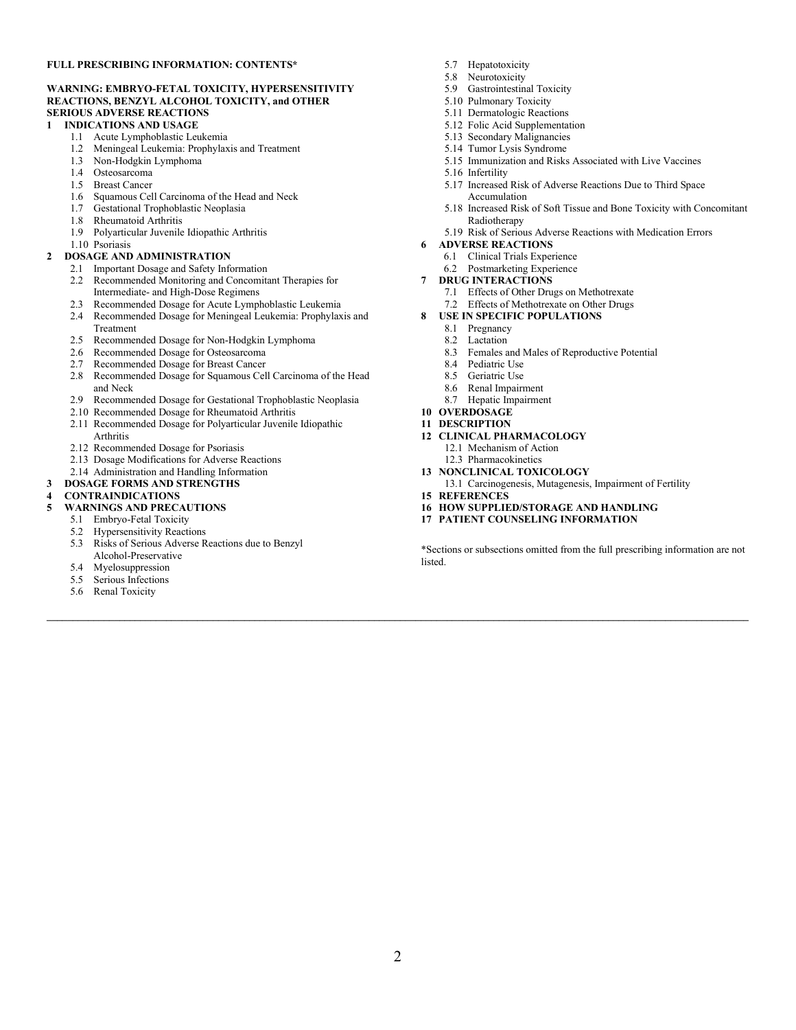**FULL PRESCRIBING INFORMATION: CONTENTS***

**WARNING: EMBRYO-FETAL TOXICITY, HYPERSENSITIVITY REACTIONS, BENZYL ALCOHOL TOXICITY, and OTHER SERIOUS ADVERSE REACTIONS**

**1 INDICATIONS AND USAGE**
- 1.1 Acute Lymphoblastic Leukemia
- 1.2 Meningeal Leukemia: Prophylaxis and Treatment
- 1.3 Non-Hodgkin Lymphoma
- 1.4 Osteosarcoma
- 1.5 Breast Cancer
- 1.6 Squamous Cell Carcinoma of the Head and Neck
- 1.7 Gestational Trophoblastic Neoplasia
- 1.8 Rheumatoid Arthritis
- 1.9 Polyarticular Juvenile Idiopathic Arthritis
- 1.10 Psoriasis

**2 DOSAGE AND ADMINISTRATION**
- 2.1 Important Dosage and Safety Information
- 2.2 Recommended Monitoring and Concomitant Therapies for Intermediate- and High-Dose Regimens
- 2.3 Recommended Dosage for Acute Lymphoblastic Leukemia
- 2.4 Recommended Dosage for Meningeal Leukemia: Prophylaxis and Treatment
- 2.5 Recommended Dosage for Non-Hodgkin Lymphoma
- 2.6 Recommended Dosage for Osteosarcoma
- 2.7 Recommended Dosage for Breast Cancer
- 2.8 Recommended Dosage for Squamous Cell Carcinoma of the Head and Neck
- 2.9 Recommended Dosage for Gestational Trophoblastic Neoplasia
- 2.10 Recommended Dosage for Rheumatoid Arthritis
- 2.11 Recommended Dosage for Polyarticular Juvenile Idiopathic Arthritis
- 2.12 Recommended Dosage for Psoriasis
- 2.13 Dosage Modifications for Adverse Reactions
- 2.14 Administration and Handling Information

**3 DOSAGE FORMS AND STRENGTHS**

**4 CONTRAINDICATIONS**

**5 WARNINGS AND PRECAUTIONS**
- 5.1 Embryo-Fetal Toxicity
- 5.2 Hypersensitivity Reactions
- 5.3 Risks of Serious Adverse Reactions due to Benzyl Alcohol-Preservative
- 5.4 Myelosuppression
- 5.5 Serious Infections
- 5.6 Renal Toxicity
- 5.7 Hepatotoxicity
- 5.8 Neurotoxicity
- 5.9 Gastrointestinal Toxicity
- 5.10 Pulmonary Toxicity
- 5.11 Dermatologic Reactions
- 5.12 Folic Acid Supplementation
- 5.13 Secondary Malignancies
- 5.14 Tumor Lysis Syndrome
- 5.15 Immunization and Risks Associated with Live Vaccines
- 5.16 Infertility
- 5.17 Increased Risk of Adverse Reactions Due to Third Space Accumulation
- 5.18 Increased Risk of Soft Tissue and Bone Toxicity with Concomitant Radiotherapy
- 5.19 Risk of Serious Adverse Reactions with Medication Errors

**6 ADVERSE REACTIONS**
- 6.1 Clinical Trials Experience
- 6.2 Postmarketing Experience

**7 DRUG INTERACTIONS**
- 7.1 Effects of Other Drugs on Methotrexate
- 7.2 Effects of Methotrexate on Other Drugs

**8 USE IN SPECIFIC POPULATIONS**
- 8.1 Pregnancy
- 8.2 Lactation
- 8.3 Females and Males of Reproductive Potential
- 8.4 Pediatric Use
- 8.5 Geriatric Use
- 8.6 Renal Impairment
- 8.7 Hepatic Impairment

**10 OVERDOSAGE**

**11 DESCRIPTION**

**12 CLINICAL PHARMACOLOGY**
- 12.1 Mechanism of Action
- 12.3 Pharmacokinetics

**13 NONCLINICAL TOXICOLOGY**
- 13.1 Carcinogenesis, Mutagenesis, Impairment of Fertility

**15 REFERENCES**

**16 HOW SUPPLIED/STORAGE AND HANDLING**

**17 PATIENT COUNSELING INFORMATION**

*Sections or subsections omitted from the full prescribing information are not listed.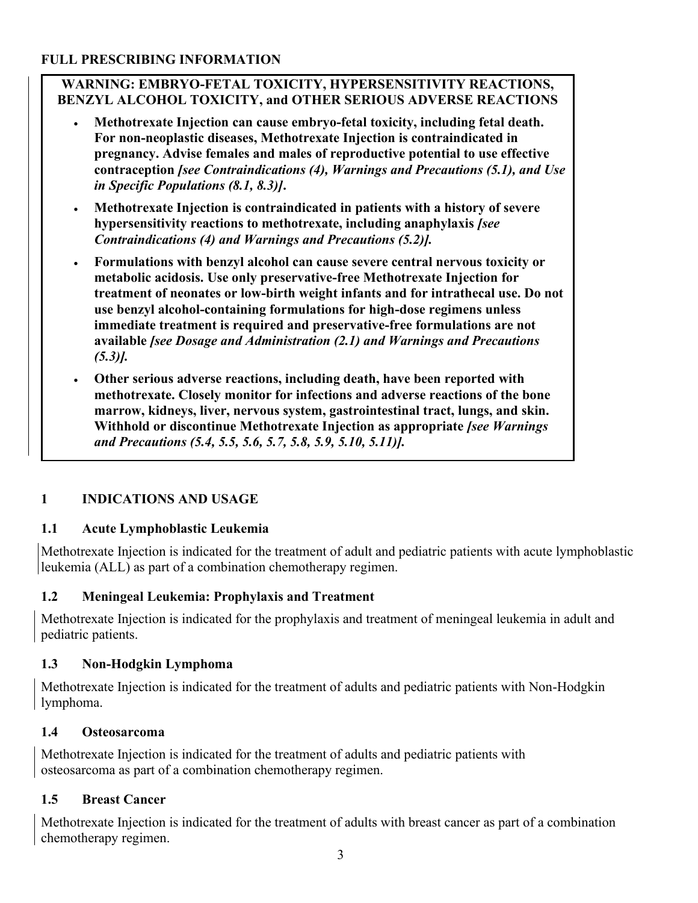## FULL PRESCRIBING INFORMATION

**WARNING: EMBRYO-FETAL TOXICITY, HYPERSENSITIVITY REACTIONS, BENZYL ALCOHOL TOXICITY, and OTHER SERIOUS ADVERSE REACTIONS**

- **Methotrexate Injection can cause embryo-fetal toxicity, including fetal death. For non-neoplastic diseases, Methotrexate Injection is contraindicated in pregnancy. Advise females and males of reproductive potential to use effective contraception** ***[see Contraindications (4), Warnings and Precautions (5.1), and Use in Specific Populations (8.1, 8.3)]*****.**
- **Methotrexate Injection is contraindicated in patients with a history of severe hypersensitivity reactions to methotrexate, including anaphylaxis** ***[see Contraindications (4) and Warnings and Precautions (5.2)].***
- **Formulations with benzyl alcohol can cause severe central nervous toxicity or metabolic acidosis. Use only preservative-free Methotrexate Injection for treatment of neonates or low-birth weight infants and for intrathecal use. Do not use benzyl alcohol-containing formulations for high-dose regimens unless immediate treatment is required and preservative-free formulations are not available** ***[see Dosage and Administration (2.1) and Warnings and Precautions (5.3)].***
- **Other serious adverse reactions, including death, have been reported with methotrexate. Closely monitor for infections and adverse reactions of the bone marrow, kidneys, liver, nervous system, gastrointestinal tract, lungs, and skin. Withhold or discontinue Methotrexate Injection as appropriate** ***[see Warnings and Precautions (5.4, 5.5, 5.6, 5.7, 5.8, 5.9, 5.10, 5.11)].***

## 1 INDICATIONS AND USAGE

### 1.1 Acute Lymphoblastic Leukemia

Methotrexate Injection is indicated for the treatment of adult and pediatric patients with acute lymphoblastic leukemia (ALL) as part of a combination chemotherapy regimen.

### 1.2 Meningeal Leukemia: Prophylaxis and Treatment

Methotrexate Injection is indicated for the prophylaxis and treatment of meningeal leukemia in adult and pediatric patients.

### 1.3 Non-Hodgkin Lymphoma

Methotrexate Injection is indicated for the treatment of adults and pediatric patients with Non-Hodgkin lymphoma.

### 1.4 Osteosarcoma

Methotrexate Injection is indicated for the treatment of adults and pediatric patients with osteosarcoma as part of a combination chemotherapy regimen.

### 1.5 Breast Cancer

Methotrexate Injection is indicated for the treatment of adults with breast cancer as part of a combination chemotherapy regimen.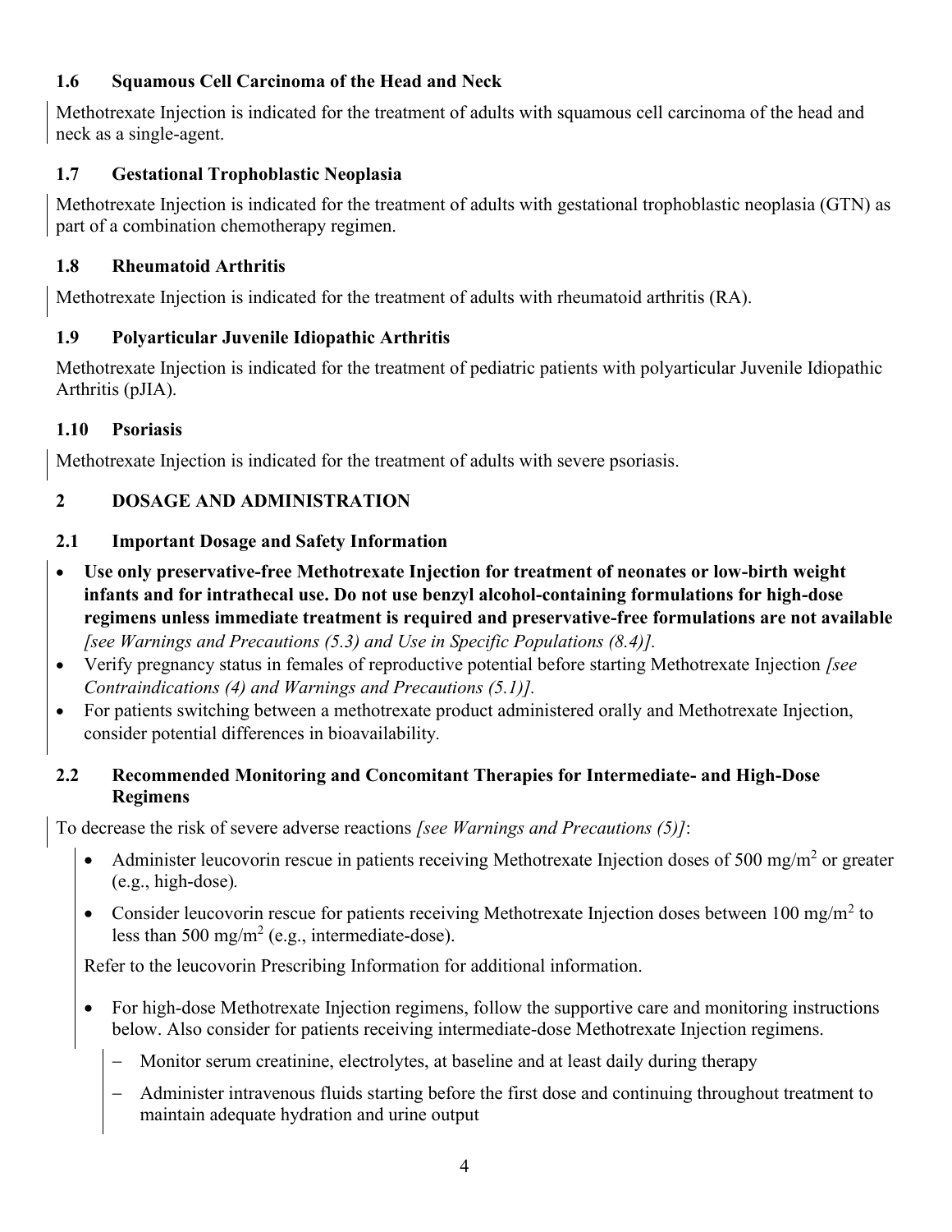### 1.6 Squamous Cell Carcinoma of the Head and Neck

Methotrexate Injection is indicated for the treatment of adults with squamous cell carcinoma of the head and neck as a single-agent.

### 1.7 Gestational Trophoblastic Neoplasia

Methotrexate Injection is indicated for the treatment of adults with gestational trophoblastic neoplasia (GTN) as part of a combination chemotherapy regimen.

### 1.8 Rheumatoid Arthritis

Methotrexate Injection is indicated for the treatment of adults with rheumatoid arthritis (RA).

### 1.9 Polyarticular Juvenile Idiopathic Arthritis

Methotrexate Injection is indicated for the treatment of pediatric patients with polyarticular Juvenile Idiopathic Arthritis (pJIA).

### 1.10 Psoriasis

Methotrexate Injection is indicated for the treatment of adults with severe psoriasis.

## 2 DOSAGE AND ADMINISTRATION

### 2.1 Important Dosage and Safety Information

- **Use only preservative-free Methotrexate Injection for treatment of neonates or low-birth weight infants and for intrathecal use. Do not use benzyl alcohol-containing formulations for high-dose regimens unless immediate treatment is required and preservative-free formulations are not available** *[see Warnings and Precautions (5.3) and Use in Specific Populations (8.4)].*
- Verify pregnancy status in females of reproductive potential before starting Methotrexate Injection *[see Contraindications (4) and Warnings and Precautions (5.1)].*
- For patients switching between a methotrexate product administered orally and Methotrexate Injection, consider potential differences in bioavailability.

### 2.2 Recommended Monitoring and Concomitant Therapies for Intermediate- and High-Dose Regimens

To decrease the risk of severe adverse reactions *[see Warnings and Precautions (5)]*:

- Administer leucovorin rescue in patients receiving Methotrexate Injection doses of 500 mg/m$^2$ or greater (e.g., high-dose).
- Consider leucovorin rescue for patients receiving Methotrexate Injection doses between 100 mg/m$^2$ to less than 500 mg/m$^2$ (e.g., intermediate-dose).

Refer to the leucovorin Prescribing Information for additional information.

- For high-dose Methotrexate Injection regimens, follow the supportive care and monitoring instructions below. Also consider for patients receiving intermediate-dose Methotrexate Injection regimens.
  - Monitor serum creatinine, electrolytes, at baseline and at least daily during therapy
  - Administer intravenous fluids starting before the first dose and continuing throughout treatment to maintain adequate hydration and urine output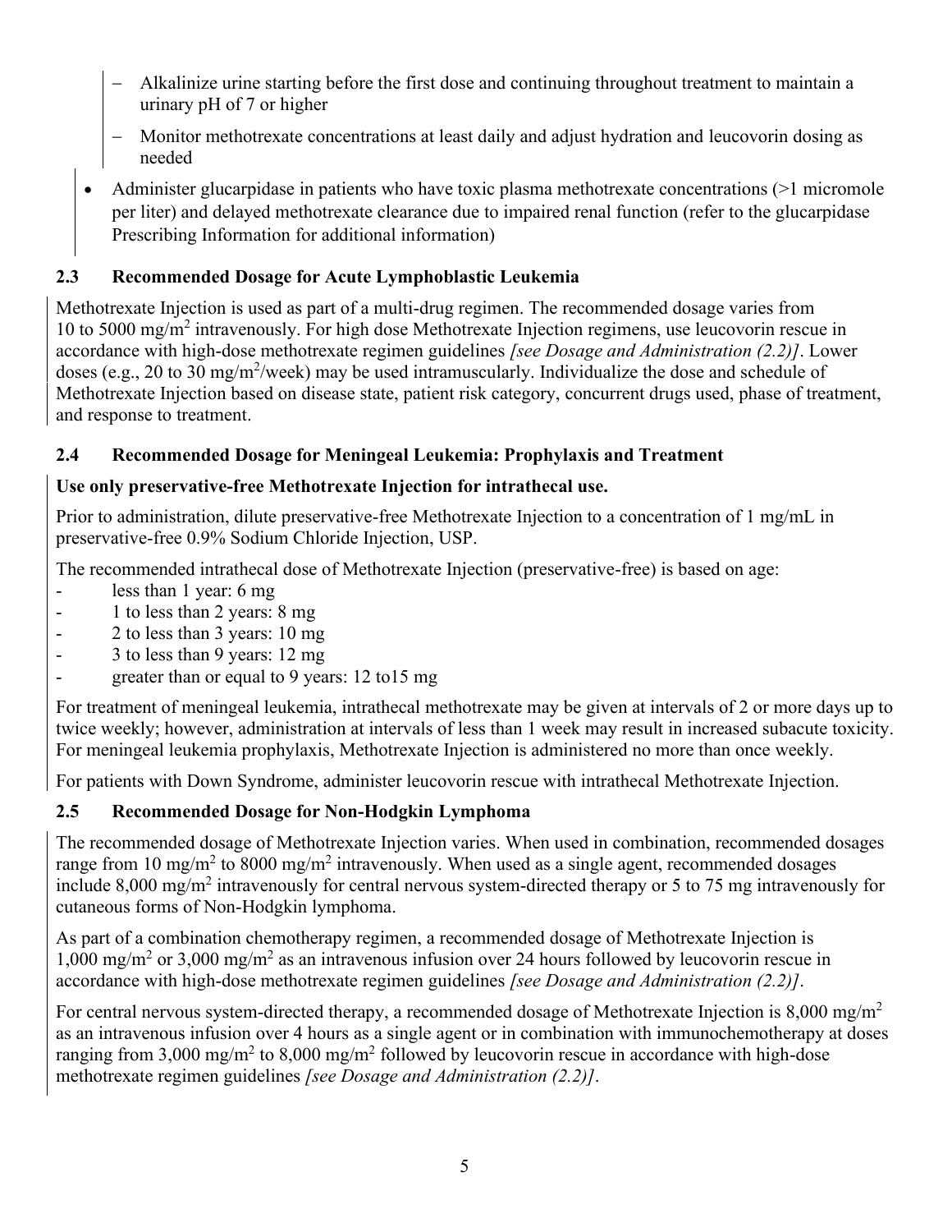- Alkalinize urine starting before the first dose and continuing throughout treatment to maintain a urinary pH of 7 or higher
  - Monitor methotrexate concentrations at least daily and adjust hydration and leucovorin dosing as needed
- Administer glucarpidase in patients who have toxic plasma methotrexate concentrations (>1 micromole per liter) and delayed methotrexate clearance due to impaired renal function (refer to the glucarpidase Prescribing Information for additional information)

### 2.3 Recommended Dosage for Acute Lymphoblastic Leukemia

Methotrexate Injection is used as part of a multi-drug regimen. The recommended dosage varies from 10 to 5000 $mg/m^2$ intravenously. For high dose Methotrexate Injection regimens, use leucovorin rescue in accordance with high-dose methotrexate regimen guidelines *[see Dosage and Administration (2.2)]*. Lower doses (e.g., 20 to 30 $mg/m^2$/week) may be used intramuscularly. Individualize the dose and schedule of Methotrexate Injection based on disease state, patient risk category, concurrent drugs used, phase of treatment, and response to treatment.

### 2.4 Recommended Dosage for Meningeal Leukemia: Prophylaxis and Treatment

**Use only preservative-free Methotrexate Injection for intrathecal use.**

Prior to administration, dilute preservative-free Methotrexate Injection to a concentration of 1 mg/mL in preservative-free 0.9% Sodium Chloride Injection, USP.

The recommended intrathecal dose of Methotrexate Injection (preservative-free) is based on age:

- less than 1 year: 6 mg
- 1 to less than 2 years: 8 mg
- 2 to less than 3 years: 10 mg
- 3 to less than 9 years: 12 mg
- greater than or equal to 9 years: 12 to15 mg

For treatment of meningeal leukemia, intrathecal methotrexate may be given at intervals of 2 or more days up to twice weekly; however, administration at intervals of less than 1 week may result in increased subacute toxicity. For meningeal leukemia prophylaxis, Methotrexate Injection is administered no more than once weekly.

For patients with Down Syndrome, administer leucovorin rescue with intrathecal Methotrexate Injection.

### 2.5 Recommended Dosage for Non-Hodgkin Lymphoma

The recommended dosage of Methotrexate Injection varies. When used in combination, recommended dosages range from 10 $mg/m^2$ to 8000 $mg/m^2$ intravenously. When used as a single agent, recommended dosages include 8,000 $mg/m^2$ intravenously for central nervous system-directed therapy or 5 to 75 mg intravenously for cutaneous forms of Non-Hodgkin lymphoma.

As part of a combination chemotherapy regimen, a recommended dosage of Methotrexate Injection is 1,000 $mg/m^2$ or 3,000 $mg/m^2$ as an intravenous infusion over 24 hours followed by leucovorin rescue in accordance with high-dose methotrexate regimen guidelines *[see Dosage and Administration (2.2)]*.

For central nervous system-directed therapy, a recommended dosage of Methotrexate Injection is 8,000 $mg/m^2$ as an intravenous infusion over 4 hours as a single agent or in combination with immunochemotherapy at doses ranging from 3,000 $mg/m^2$ to 8,000 $mg/m^2$ followed by leucovorin rescue in accordance with high-dose methotrexate regimen guidelines *[see Dosage and Administration (2.2)]*.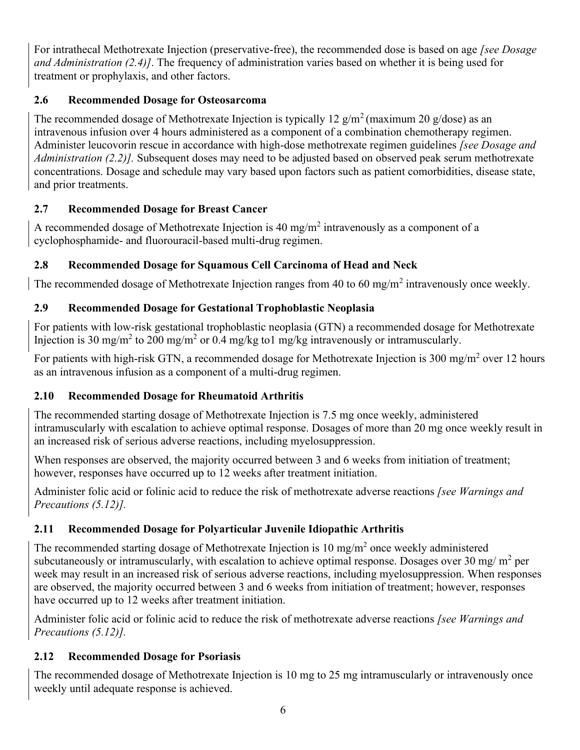For intrathecal Methotrexate Injection (preservative-free), the recommended dose is based on age *[see Dosage and Administration (2.4)]*. The frequency of administration varies based on whether it is being used for treatment or prophylaxis, and other factors.

### 2.6 Recommended Dosage for Osteosarcoma

The recommended dosage of Methotrexate Injection is typically 12 $g/m^2$ (maximum 20 g/dose) as an intravenous infusion over 4 hours administered as a component of a combination chemotherapy regimen. Administer leucovorin rescue in accordance with high-dose methotrexate regimen guidelines *[see Dosage and Administration (2.2)].* Subsequent doses may need to be adjusted based on observed peak serum methotrexate concentrations. Dosage and schedule may vary based upon factors such as patient comorbidities, disease state, and prior treatments.

### 2.7 Recommended Dosage for Breast Cancer

A recommended dosage of Methotrexate Injection is 40 $mg/m^2$ intravenously as a component of a cyclophosphamide- and fluorouracil-based multi-drug regimen.

### 2.8 Recommended Dosage for Squamous Cell Carcinoma of Head and Neck

The recommended dosage of Methotrexate Injection ranges from 40 to 60 $mg/m^2$ intravenously once weekly.

### 2.9 Recommended Dosage for Gestational Trophoblastic Neoplasia

For patients with low-risk gestational trophoblastic neoplasia (GTN) a recommended dosage for Methotrexate Injection is 30 $mg/m^2$ to 200 $mg/m^2$ or 0.4 mg/kg to1 mg/kg intravenously or intramuscularly.

For patients with high-risk GTN, a recommended dosage for Methotrexate Injection is 300 $mg/m^2$ over 12 hours as an intravenous infusion as a component of a multi-drug regimen.

### 2.10 Recommended Dosage for Rheumatoid Arthritis

The recommended starting dosage of Methotrexate Injection is 7.5 mg once weekly, administered intramuscularly with escalation to achieve optimal response. Dosages of more than 20 mg once weekly result in an increased risk of serious adverse reactions, including myelosuppression.

When responses are observed, the majority occurred between 3 and 6 weeks from initiation of treatment; however, responses have occurred up to 12 weeks after treatment initiation.

Administer folic acid or folinic acid to reduce the risk of methotrexate adverse reactions *[see Warnings and Precautions (5.12)].*

### 2.11 Recommended Dosage for Polyarticular Juvenile Idiopathic Arthritis

The recommended starting dosage of Methotrexate Injection is 10 $mg/m^2$ once weekly administered subcutaneously or intramuscularly, with escalation to achieve optimal response. Dosages over 30 $mg/m^2$ per week may result in an increased risk of serious adverse reactions, including myelosuppression. When responses are observed, the majority occurred between 3 and 6 weeks from initiation of treatment; however, responses have occurred up to 12 weeks after treatment initiation.

Administer folic acid or folinic acid to reduce the risk of methotrexate adverse reactions *[see Warnings and Precautions (5.12)].*

### 2.12 Recommended Dosage for Psoriasis

The recommended dosage of Methotrexate Injection is 10 mg to 25 mg intramuscularly or intravenously once weekly until adequate response is achieved.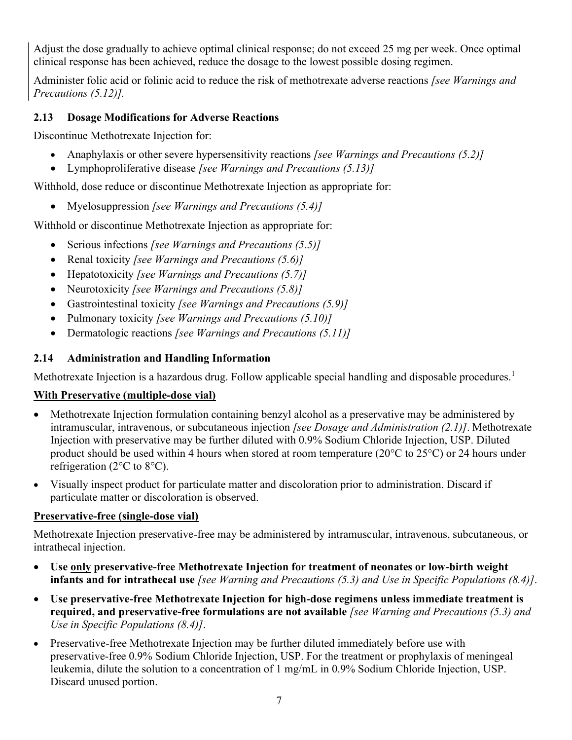Adjust the dose gradually to achieve optimal clinical response; do not exceed 25 mg per week. Once optimal clinical response has been achieved, reduce the dosage to the lowest possible dosing regimen.

Administer folic acid or folinic acid to reduce the risk of methotrexate adverse reactions *[see Warnings and Precautions (5.12)]*.

### 2.13 Dosage Modifications for Adverse Reactions

Discontinue Methotrexate Injection for:

- Anaphylaxis or other severe hypersensitivity reactions *[see Warnings and Precautions (5.2)]*
- Lymphoproliferative disease *[see Warnings and Precautions (5.13)]*

Withhold, dose reduce or discontinue Methotrexate Injection as appropriate for:

- Myelosuppression *[see Warnings and Precautions (5.4)]*

Withhold or discontinue Methotrexate Injection as appropriate for:

- Serious infections *[see Warnings and Precautions (5.5)]*
- Renal toxicity *[see Warnings and Precautions (5.6)]*
- Hepatotoxicity *[see Warnings and Precautions (5.7)]*
- Neurotoxicity *[see Warnings and Precautions (5.8)]*
- Gastrointestinal toxicity *[see Warnings and Precautions (5.9)]*
- Pulmonary toxicity *[see Warnings and Precautions (5.10)]*
- Dermatologic reactions *[see Warnings and Precautions (5.11)]*

### 2.14 Administration and Handling Information

Methotrexate Injection is a hazardous drug. Follow applicable special handling and disposable procedures.[1]

**With Preservative (multiple-dose vial)**

- Methotrexate Injection formulation containing benzyl alcohol as a preservative may be administered by intramuscular, intravenous, or subcutaneous injection *[see Dosage and Administration (2.1)]*. Methotrexate Injection with preservative may be further diluted with 0.9% Sodium Chloride Injection, USP. Diluted product should be used within 4 hours when stored at room temperature (20°C to 25°C) or 24 hours under refrigeration (2°C to 8°C).
- Visually inspect product for particulate matter and discoloration prior to administration. Discard if particulate matter or discoloration is observed.

**Preservative-free (single-dose vial)**

Methotrexate Injection preservative-free may be administered by intramuscular, intravenous, subcutaneous, or intrathecal injection.

- **Use only preservative-free Methotrexate Injection for treatment of neonates or low-birth weight infants and for intrathecal use** *[see Warning and Precautions (5.3) and Use in Specific Populations (8.4)]*.
- **Use preservative-free Methotrexate Injection for high-dose regimens unless immediate treatment is required, and preservative-free formulations are not available** *[see Warning and Precautions (5.3) and Use in Specific Populations (8.4)]*.
- Preservative-free Methotrexate Injection may be further diluted immediately before use with preservative-free 0.9% Sodium Chloride Injection, USP. For the treatment or prophylaxis of meningeal leukemia, dilute the solution to a concentration of 1 mg/mL in 0.9% Sodium Chloride Injection, USP. Discard unused portion.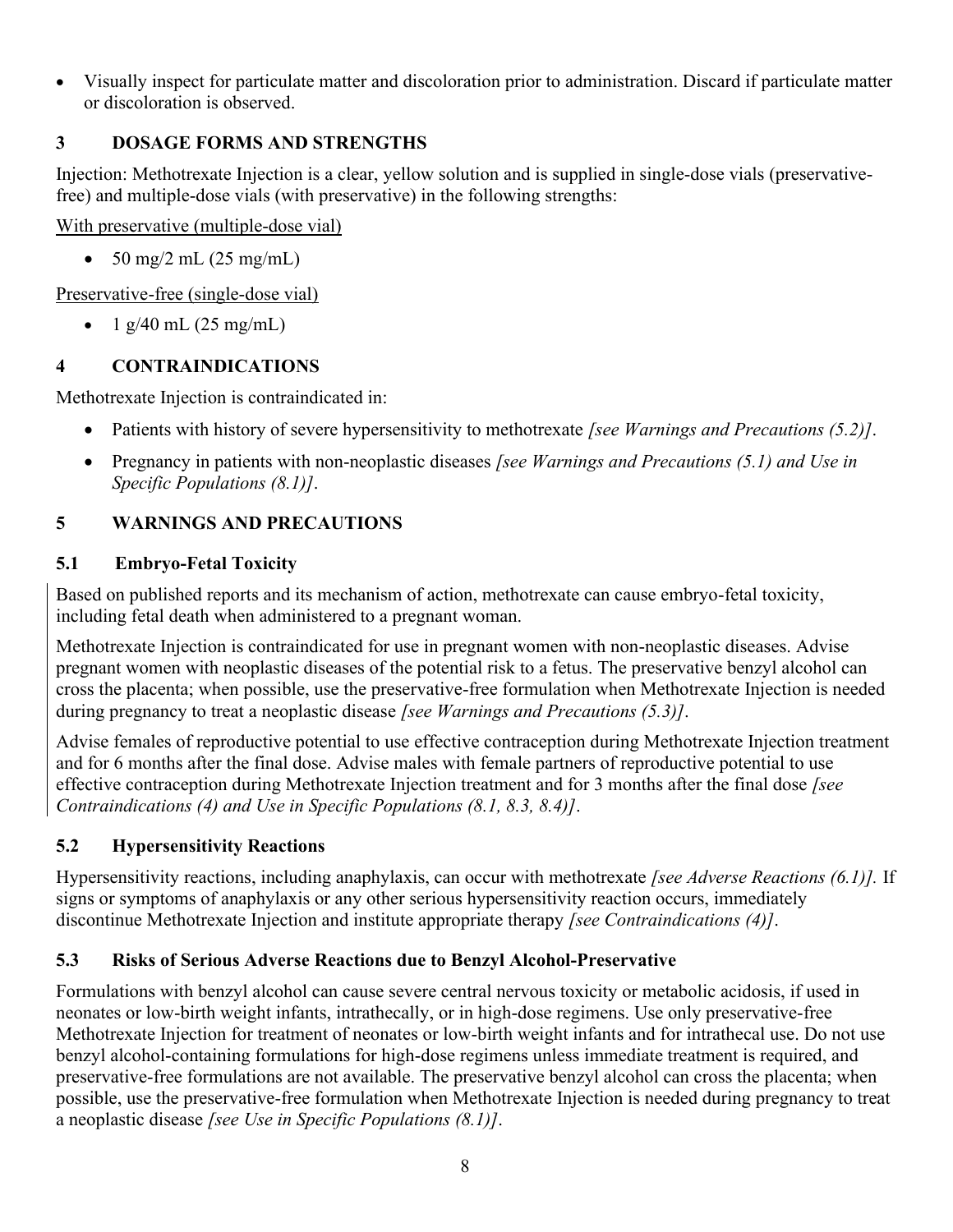- Visually inspect for particulate matter and discoloration prior to administration. Discard if particulate matter or discoloration is observed.

## 3 DOSAGE FORMS AND STRENGTHS

Injection: Methotrexate Injection is a clear, yellow solution and is supplied in single-dose vials (preservative-free) and multiple-dose vials (with preservative) in the following strengths:

With preservative (multiple-dose vial)

- 50 mg/2 mL (25 mg/mL)

Preservative-free (single-dose vial)

- 1 g/40 mL (25 mg/mL)

## 4 CONTRAINDICATIONS

Methotrexate Injection is contraindicated in:

- Patients with history of severe hypersensitivity to methotrexate *[see Warnings and Precautions (5.2)]*.
- Pregnancy in patients with non-neoplastic diseases *[see Warnings and Precautions (5.1) and Use in Specific Populations (8.1)]*.

## 5 WARNINGS AND PRECAUTIONS

### 5.1 Embryo-Fetal Toxicity

Based on published reports and its mechanism of action, methotrexate can cause embryo-fetal toxicity, including fetal death when administered to a pregnant woman.

Methotrexate Injection is contraindicated for use in pregnant women with non-neoplastic diseases. Advise pregnant women with neoplastic diseases of the potential risk to a fetus. The preservative benzyl alcohol can cross the placenta; when possible, use the preservative-free formulation when Methotrexate Injection is needed during pregnancy to treat a neoplastic disease *[see Warnings and Precautions (5.3)]*.

Advise females of reproductive potential to use effective contraception during Methotrexate Injection treatment and for 6 months after the final dose. Advise males with female partners of reproductive potential to use effective contraception during Methotrexate Injection treatment and for 3 months after the final dose *[see Contraindications (4) and Use in Specific Populations (8.1, 8.3, 8.4)]*.

### 5.2 Hypersensitivity Reactions

Hypersensitivity reactions, including anaphylaxis, can occur with methotrexate *[see Adverse Reactions (6.1)].* If signs or symptoms of anaphylaxis or any other serious hypersensitivity reaction occurs, immediately discontinue Methotrexate Injection and institute appropriate therapy *[see Contraindications (4)]*.

### 5.3 Risks of Serious Adverse Reactions due to Benzyl Alcohol-Preservative

Formulations with benzyl alcohol can cause severe central nervous toxicity or metabolic acidosis, if used in neonates or low-birth weight infants, intrathecally, or in high-dose regimens. Use only preservative-free Methotrexate Injection for treatment of neonates or low-birth weight infants and for intrathecal use. Do not use benzyl alcohol-containing formulations for high-dose regimens unless immediate treatment is required, and preservative-free formulations are not available. The preservative benzyl alcohol can cross the placenta; when possible, use the preservative-free formulation when Methotrexate Injection is needed during pregnancy to treat a neoplastic disease *[see Use in Specific Populations (8.1)]*.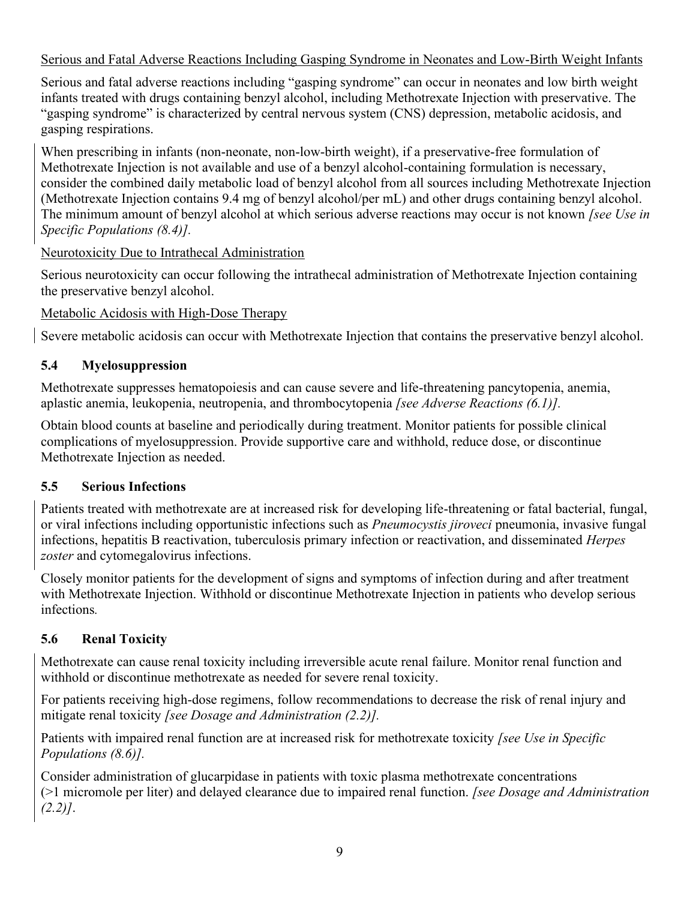Serious and Fatal Adverse Reactions Including Gasping Syndrome in Neonates and Low-Birth Weight Infants

Serious and fatal adverse reactions including "gasping syndrome" can occur in neonates and low birth weight infants treated with drugs containing benzyl alcohol, including Methotrexate Injection with preservative. The "gasping syndrome" is characterized by central nervous system (CNS) depression, metabolic acidosis, and gasping respirations.

When prescribing in infants (non-neonate, non-low-birth weight), if a preservative-free formulation of Methotrexate Injection is not available and use of a benzyl alcohol-containing formulation is necessary, consider the combined daily metabolic load of benzyl alcohol from all sources including Methotrexate Injection (Methotrexate Injection contains 9.4 mg of benzyl alcohol/per mL) and other drugs containing benzyl alcohol. The minimum amount of benzyl alcohol at which serious adverse reactions may occur is not known *[see Use in Specific Populations (8.4)].*

Neurotoxicity Due to Intrathecal Administration

Serious neurotoxicity can occur following the intrathecal administration of Methotrexate Injection containing the preservative benzyl alcohol.

Metabolic Acidosis with High-Dose Therapy

Severe metabolic acidosis can occur with Methotrexate Injection that contains the preservative benzyl alcohol.

### 5.4 Myelosuppression

Methotrexate suppresses hematopoiesis and can cause severe and life-threatening pancytopenia, anemia, aplastic anemia, leukopenia, neutropenia, and thrombocytopenia *[see Adverse Reactions (6.1)].*

Obtain blood counts at baseline and periodically during treatment. Monitor patients for possible clinical complications of myelosuppression. Provide supportive care and withhold, reduce dose, or discontinue Methotrexate Injection as needed.

### 5.5 Serious Infections

Patients treated with methotrexate are at increased risk for developing life-threatening or fatal bacterial, fungal, or viral infections including opportunistic infections such as *Pneumocystis jiroveci* pneumonia, invasive fungal infections, hepatitis B reactivation, tuberculosis primary infection or reactivation, and disseminated *Herpes zoster* and cytomegalovirus infections.

Closely monitor patients for the development of signs and symptoms of infection during and after treatment with Methotrexate Injection. Withhold or discontinue Methotrexate Injection in patients who develop serious infections.

### 5.6 Renal Toxicity

Methotrexate can cause renal toxicity including irreversible acute renal failure. Monitor renal function and withhold or discontinue methotrexate as needed for severe renal toxicity.

For patients receiving high-dose regimens, follow recommendations to decrease the risk of renal injury and mitigate renal toxicity *[see Dosage and Administration (2.2)].*

Patients with impaired renal function are at increased risk for methotrexate toxicity *[see Use in Specific Populations (8.6)].*

Consider administration of glucarpidase in patients with toxic plasma methotrexate concentrations (>1 micromole per liter) and delayed clearance due to impaired renal function. *[see Dosage and Administration (2.2)]*.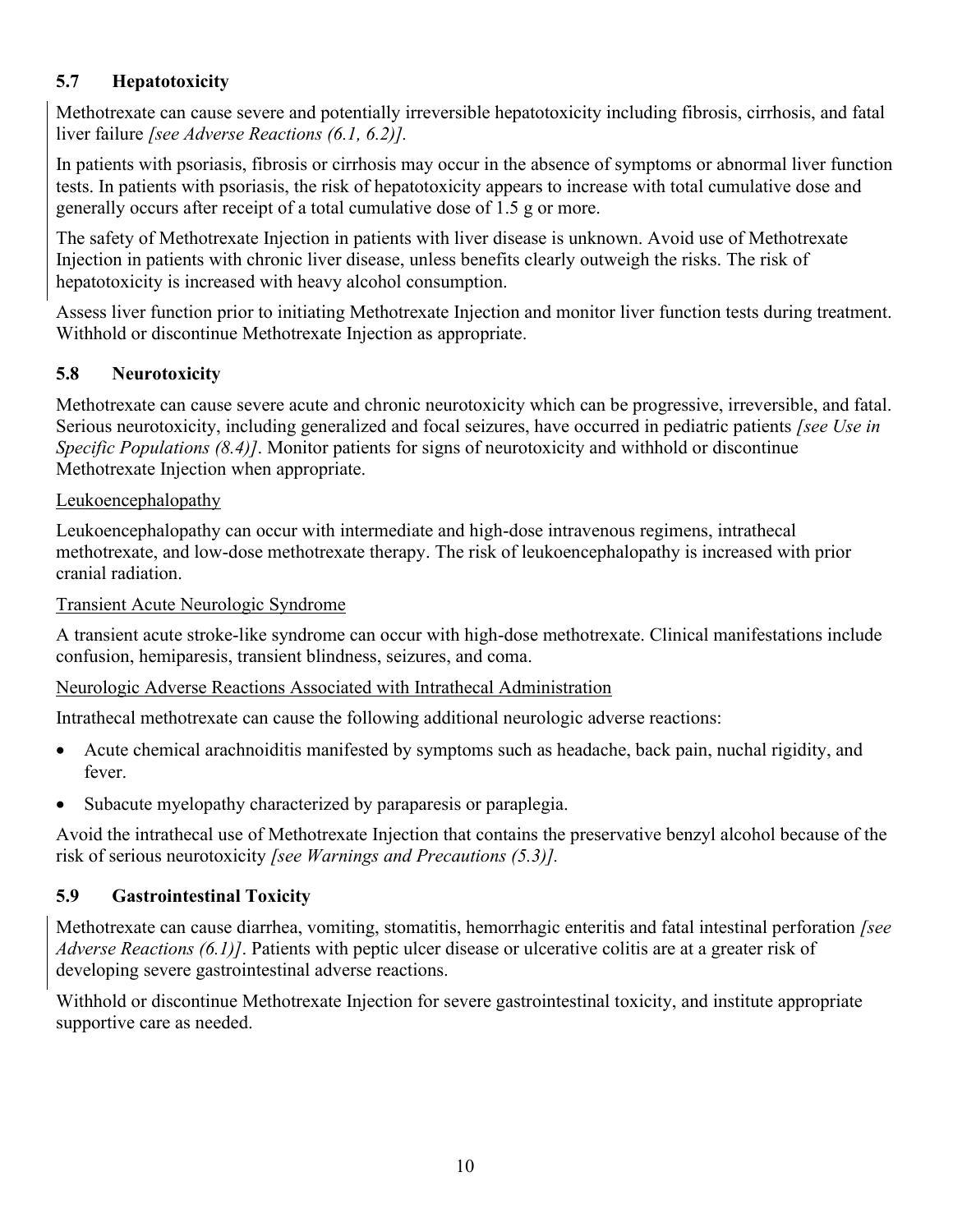### 5.7 Hepatotoxicity

Methotrexate can cause severe and potentially irreversible hepatotoxicity including fibrosis, cirrhosis, and fatal liver failure *[see Adverse Reactions (6.1, 6.2)].*

In patients with psoriasis, fibrosis or cirrhosis may occur in the absence of symptoms or abnormal liver function tests. In patients with psoriasis, the risk of hepatotoxicity appears to increase with total cumulative dose and generally occurs after receipt of a total cumulative dose of 1.5 g or more.

The safety of Methotrexate Injection in patients with liver disease is unknown. Avoid use of Methotrexate Injection in patients with chronic liver disease, unless benefits clearly outweigh the risks. The risk of hepatotoxicity is increased with heavy alcohol consumption.

Assess liver function prior to initiating Methotrexate Injection and monitor liver function tests during treatment. Withhold or discontinue Methotrexate Injection as appropriate.

### 5.8 Neurotoxicity

Methotrexate can cause severe acute and chronic neurotoxicity which can be progressive, irreversible, and fatal. Serious neurotoxicity, including generalized and focal seizures, have occurred in pediatric patients *[see Use in Specific Populations (8.4)]*. Monitor patients for signs of neurotoxicity and withhold or discontinue Methotrexate Injection when appropriate.

Leukoencephalopathy

Leukoencephalopathy can occur with intermediate and high-dose intravenous regimens, intrathecal methotrexate, and low-dose methotrexate therapy. The risk of leukoencephalopathy is increased with prior cranial radiation.

Transient Acute Neurologic Syndrome

A transient acute stroke-like syndrome can occur with high-dose methotrexate. Clinical manifestations include confusion, hemiparesis, transient blindness, seizures, and coma.

Neurologic Adverse Reactions Associated with Intrathecal Administration

Intrathecal methotrexate can cause the following additional neurologic adverse reactions:

- Acute chemical arachnoiditis manifested by symptoms such as headache, back pain, nuchal rigidity, and fever.
- Subacute myelopathy characterized by paraparesis or paraplegia.

Avoid the intrathecal use of Methotrexate Injection that contains the preservative benzyl alcohol because of the risk of serious neurotoxicity *[see Warnings and Precautions (5.3)].*

### 5.9 Gastrointestinal Toxicity

Methotrexate can cause diarrhea, vomiting, stomatitis, hemorrhagic enteritis and fatal intestinal perforation *[see Adverse Reactions (6.1)]*. Patients with peptic ulcer disease or ulcerative colitis are at a greater risk of developing severe gastrointestinal adverse reactions.

Withhold or discontinue Methotrexate Injection for severe gastrointestinal toxicity, and institute appropriate supportive care as needed.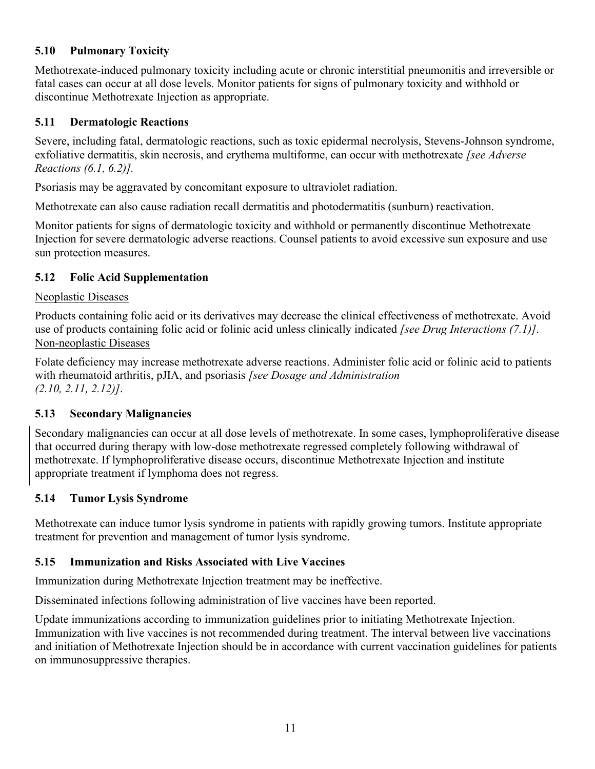### 5.10 Pulmonary Toxicity

Methotrexate-induced pulmonary toxicity including acute or chronic interstitial pneumonitis and irreversible or fatal cases can occur at all dose levels. Monitor patients for signs of pulmonary toxicity and withhold or discontinue Methotrexate Injection as appropriate.

### 5.11 Dermatologic Reactions

Severe, including fatal, dermatologic reactions, such as toxic epidermal necrolysis, Stevens-Johnson syndrome, exfoliative dermatitis, skin necrosis, and erythema multiforme, can occur with methotrexate *[see Adverse Reactions (6.1, 6.2)].*

Psoriasis may be aggravated by concomitant exposure to ultraviolet radiation.

Methotrexate can also cause radiation recall dermatitis and photodermatitis (sunburn) reactivation.

Monitor patients for signs of dermatologic toxicity and withhold or permanently discontinue Methotrexate Injection for severe dermatologic adverse reactions. Counsel patients to avoid excessive sun exposure and use sun protection measures.

### 5.12 Folic Acid Supplementation

<u>Neoplastic Diseases</u>

Products containing folic acid or its derivatives may decrease the clinical effectiveness of methotrexate. Avoid use of products containing folic acid or folinic acid unless clinically indicated *[see Drug Interactions (7.1)]*.

<u>Non-neoplastic Diseases</u>

Folate deficiency may increase methotrexate adverse reactions. Administer folic acid or folinic acid to patients with rheumatoid arthritis, pJIA, and psoriasis *[see Dosage and Administration (2.10, 2.11, 2.12)]*.

### 5.13 Secondary Malignancies

Secondary malignancies can occur at all dose levels of methotrexate. In some cases, lymphoproliferative disease that occurred during therapy with low-dose methotrexate regressed completely following withdrawal of methotrexate. If lymphoproliferative disease occurs, discontinue Methotrexate Injection and institute appropriate treatment if lymphoma does not regress.

### 5.14 Tumor Lysis Syndrome

Methotrexate can induce tumor lysis syndrome in patients with rapidly growing tumors. Institute appropriate treatment for prevention and management of tumor lysis syndrome.

### 5.15 Immunization and Risks Associated with Live Vaccines

Immunization during Methotrexate Injection treatment may be ineffective.

Disseminated infections following administration of live vaccines have been reported.

Update immunizations according to immunization guidelines prior to initiating Methotrexate Injection. Immunization with live vaccines is not recommended during treatment. The interval between live vaccinations and initiation of Methotrexate Injection should be in accordance with current vaccination guidelines for patients on immunosuppressive therapies.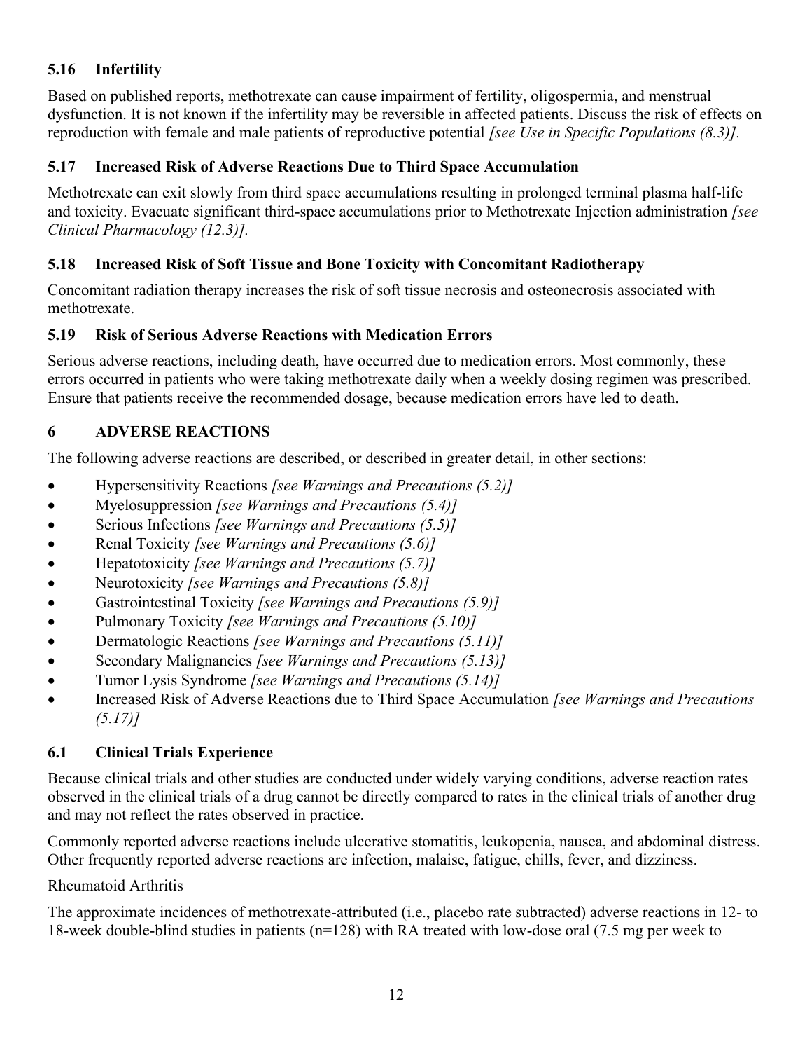### 5.16 Infertility

Based on published reports, methotrexate can cause impairment of fertility, oligospermia, and menstrual dysfunction. It is not known if the infertility may be reversible in affected patients. Discuss the risk of effects on reproduction with female and male patients of reproductive potential *[see Use in Specific Populations (8.3)].*

### 5.17 Increased Risk of Adverse Reactions Due to Third Space Accumulation

Methotrexate can exit slowly from third space accumulations resulting in prolonged terminal plasma half-life and toxicity. Evacuate significant third-space accumulations prior to Methotrexate Injection administration *[see Clinical Pharmacology (12.3)].*

### 5.18 Increased Risk of Soft Tissue and Bone Toxicity with Concomitant Radiotherapy

Concomitant radiation therapy increases the risk of soft tissue necrosis and osteonecrosis associated with methotrexate.

### 5.19 Risk of Serious Adverse Reactions with Medication Errors

Serious adverse reactions, including death, have occurred due to medication errors. Most commonly, these errors occurred in patients who were taking methotrexate daily when a weekly dosing regimen was prescribed. Ensure that patients receive the recommended dosage, because medication errors have led to death.

## 6 ADVERSE REACTIONS

The following adverse reactions are described, or described in greater detail, in other sections:

- Hypersensitivity Reactions *[see Warnings and Precautions (5.2)]*
- Myelosuppression *[see Warnings and Precautions (5.4)]*
- Serious Infections *[see Warnings and Precautions (5.5)]*
- Renal Toxicity *[see Warnings and Precautions (5.6)]*
- Hepatotoxicity *[see Warnings and Precautions (5.7)]*
- Neurotoxicity *[see Warnings and Precautions (5.8)]*
- Gastrointestinal Toxicity *[see Warnings and Precautions (5.9)]*
- Pulmonary Toxicity *[see Warnings and Precautions (5.10)]*
- Dermatologic Reactions *[see Warnings and Precautions (5.11)]*
- Secondary Malignancies *[see Warnings and Precautions (5.13)]*
- Tumor Lysis Syndrome *[see Warnings and Precautions (5.14)]*
- Increased Risk of Adverse Reactions due to Third Space Accumulation *[see Warnings and Precautions (5.17)]*

### 6.1 Clinical Trials Experience

Because clinical trials and other studies are conducted under widely varying conditions, adverse reaction rates observed in the clinical trials of a drug cannot be directly compared to rates in the clinical trials of another drug and may not reflect the rates observed in practice.

Commonly reported adverse reactions include ulcerative stomatitis, leukopenia, nausea, and abdominal distress. Other frequently reported adverse reactions are infection, malaise, fatigue, chills, fever, and dizziness.

Rheumatoid Arthritis

The approximate incidences of methotrexate-attributed (i.e., placebo rate subtracted) adverse reactions in 12- to 18-week double-blind studies in patients (n=128) with RA treated with low-dose oral (7.5 mg per week to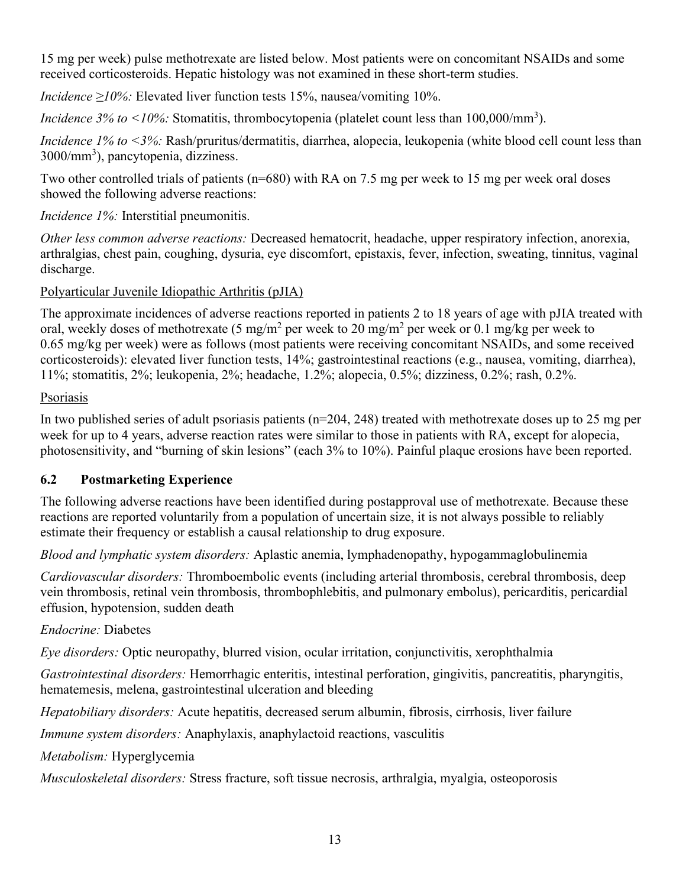15 mg per week) pulse methotrexate are listed below. Most patients were on concomitant NSAIDs and some received corticosteroids. Hepatic histology was not examined in these short-term studies.

*Incidence ≥10%:* Elevated liver function tests 15%, nausea/vomiting 10%.

*Incidence 3% to <10%:* Stomatitis, thrombocytopenia (platelet count less than 100,000/mm$^3$).

*Incidence 1% to <3%:* Rash/pruritus/dermatitis, diarrhea, alopecia, leukopenia (white blood cell count less than 3000/mm$^3$), pancytopenia, dizziness.

Two other controlled trials of patients (n=680) with RA on 7.5 mg per week to 15 mg per week oral doses showed the following adverse reactions:

*Incidence 1%:* Interstitial pneumonitis.

*Other less common adverse reactions:* Decreased hematocrit, headache, upper respiratory infection, anorexia, arthralgias, chest pain, coughing, dysuria, eye discomfort, epistaxis, fever, infection, sweating, tinnitus, vaginal discharge.

Polyarticular Juvenile Idiopathic Arthritis (pJIA)

The approximate incidences of adverse reactions reported in patients 2 to 18 years of age with pJIA treated with oral, weekly doses of methotrexate (5 mg/m$^2$ per week to 20 mg/m$^2$ per week or 0.1 mg/kg per week to 0.65 mg/kg per week) were as follows (most patients were receiving concomitant NSAIDs, and some received corticosteroids): elevated liver function tests, 14%; gastrointestinal reactions (e.g., nausea, vomiting, diarrhea), 11%; stomatitis, 2%; leukopenia, 2%; headache, 1.2%; alopecia, 0.5%; dizziness, 0.2%; rash, 0.2%.

Psoriasis

In two published series of adult psoriasis patients (n=204, 248) treated with methotrexate doses up to 25 mg per week for up to 4 years, adverse reaction rates were similar to those in patients with RA, except for alopecia, photosensitivity, and "burning of skin lesions" (each 3% to 10%). Painful plaque erosions have been reported.

### 6.2 Postmarketing Experience

The following adverse reactions have been identified during postapproval use of methotrexate. Because these reactions are reported voluntarily from a population of uncertain size, it is not always possible to reliably estimate their frequency or establish a causal relationship to drug exposure.

*Blood and lymphatic system disorders:* Aplastic anemia, lymphadenopathy, hypogammaglobulinemia

*Cardiovascular disorders:* Thromboembolic events (including arterial thrombosis, cerebral thrombosis, deep vein thrombosis, retinal vein thrombosis, thrombophlebitis, and pulmonary embolus), pericarditis, pericardial effusion, hypotension, sudden death

*Endocrine:* Diabetes

*Eye disorders:* Optic neuropathy, blurred vision, ocular irritation, conjunctivitis, xerophthalmia

*Gastrointestinal disorders:* Hemorrhagic enteritis, intestinal perforation, gingivitis, pancreatitis, pharyngitis, hematemesis, melena, gastrointestinal ulceration and bleeding

*Hepatobiliary disorders:* Acute hepatitis, decreased serum albumin, fibrosis, cirrhosis, liver failure

*Immune system disorders:* Anaphylaxis, anaphylactoid reactions, vasculitis

*Metabolism:* Hyperglycemia

*Musculoskeletal disorders:* Stress fracture, soft tissue necrosis, arthralgia, myalgia, osteoporosis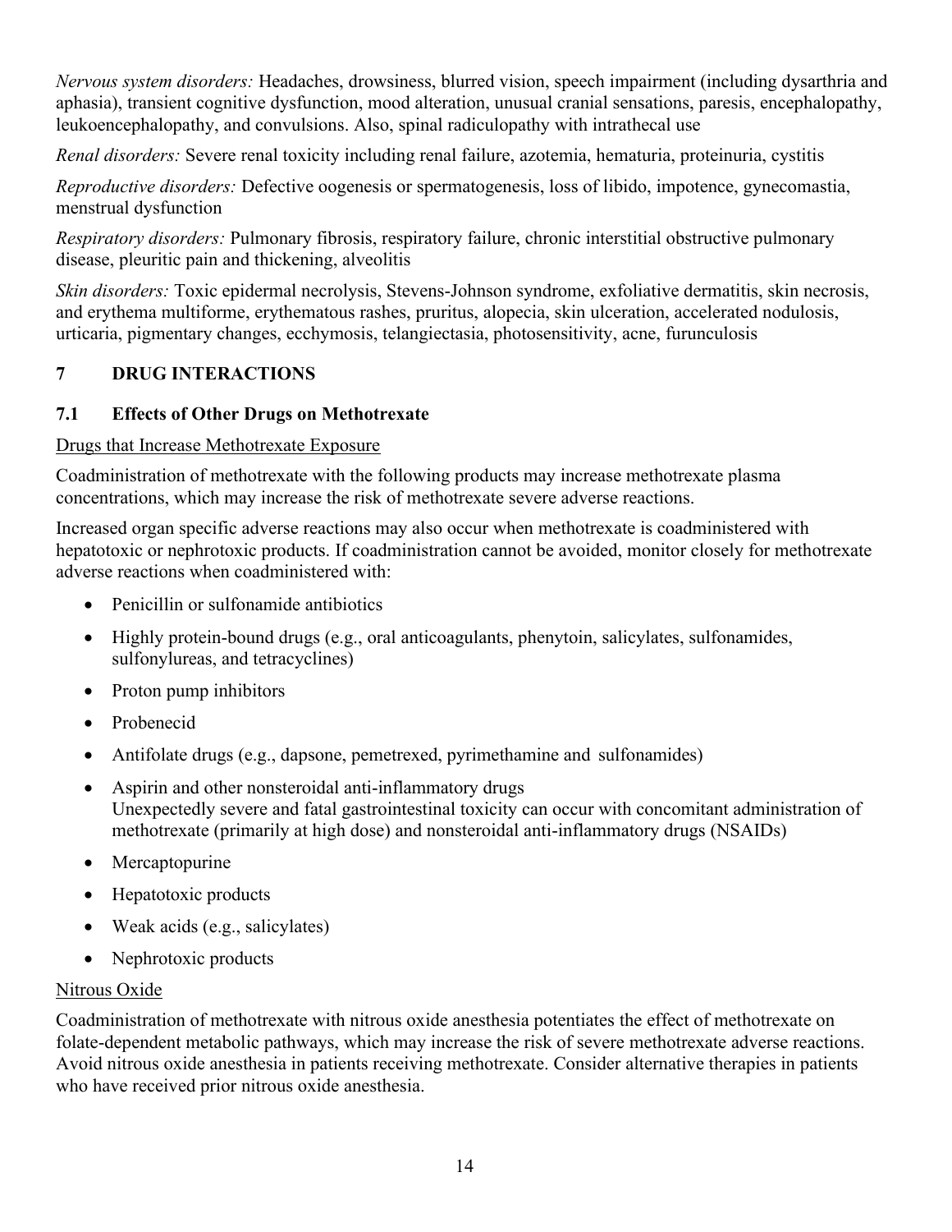*Nervous system disorders:* Headaches, drowsiness, blurred vision, speech impairment (including dysarthria and aphasia), transient cognitive dysfunction, mood alteration, unusual cranial sensations, paresis, encephalopathy, leukoencephalopathy, and convulsions. Also, spinal radiculopathy with intrathecal use

*Renal disorders:* Severe renal toxicity including renal failure, azotemia, hematuria, proteinuria, cystitis

*Reproductive disorders:* Defective oogenesis or spermatogenesis, loss of libido, impotence, gynecomastia, menstrual dysfunction

*Respiratory disorders:* Pulmonary fibrosis, respiratory failure, chronic interstitial obstructive pulmonary disease, pleuritic pain and thickening, alveolitis

*Skin disorders:* Toxic epidermal necrolysis, Stevens-Johnson syndrome, exfoliative dermatitis, skin necrosis, and erythema multiforme, erythematous rashes, pruritus, alopecia, skin ulceration, accelerated nodulosis, urticaria, pigmentary changes, ecchymosis, telangiectasia, photosensitivity, acne, furunculosis

# 7 DRUG INTERACTIONS

## 7.1 Effects of Other Drugs on Methotrexate

Drugs that Increase Methotrexate Exposure

Coadministration of methotrexate with the following products may increase methotrexate plasma concentrations, which may increase the risk of methotrexate severe adverse reactions.

Increased organ specific adverse reactions may also occur when methotrexate is coadministered with hepatotoxic or nephrotoxic products. If coadministration cannot be avoided, monitor closely for methotrexate adverse reactions when coadministered with:

- Penicillin or sulfonamide antibiotics
- Highly protein-bound drugs (e.g., oral anticoagulants, phenytoin, salicylates, sulfonamides, sulfonylureas, and tetracyclines)
- Proton pump inhibitors
- Probenecid
- Antifolate drugs (e.g., dapsone, pemetrexed, pyrimethamine and sulfonamides)
- Aspirin and other nonsteroidal anti-inflammatory drugs
  Unexpectedly severe and fatal gastrointestinal toxicity can occur with concomitant administration of methotrexate (primarily at high dose) and nonsteroidal anti-inflammatory drugs (NSAIDs)
- Mercaptopurine
- Hepatotoxic products
- Weak acids (e.g., salicylates)
- Nephrotoxic products

Nitrous Oxide

Coadministration of methotrexate with nitrous oxide anesthesia potentiates the effect of methotrexate on folate-dependent metabolic pathways, which may increase the risk of severe methotrexate adverse reactions. Avoid nitrous oxide anesthesia in patients receiving methotrexate. Consider alternative therapies in patients who have received prior nitrous oxide anesthesia.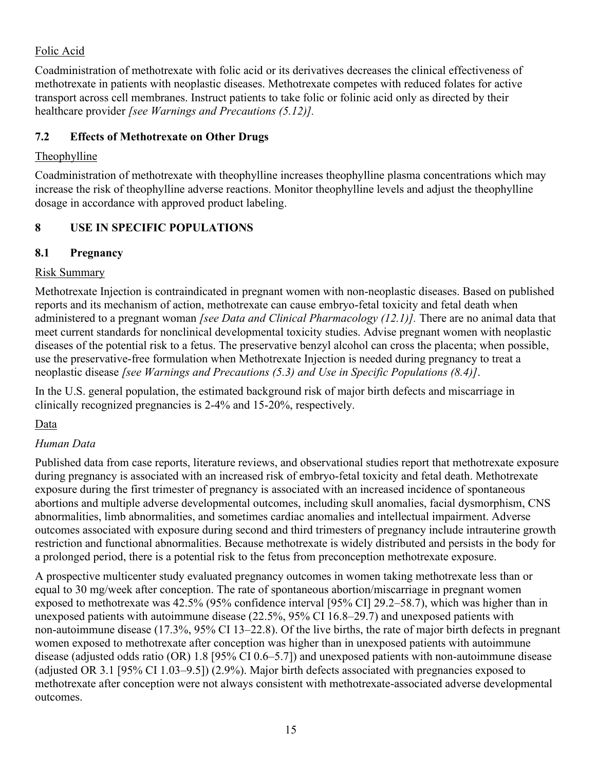Folic Acid

Coadministration of methotrexate with folic acid or its derivatives decreases the clinical effectiveness of methotrexate in patients with neoplastic diseases. Methotrexate competes with reduced folates for active transport across cell membranes. Instruct patients to take folic or folinic acid only as directed by their healthcare provider *[see Warnings and Precautions (5.12)].*

## 7.2 Effects of Methotrexate on Other Drugs

Theophylline

Coadministration of methotrexate with theophylline increases theophylline plasma concentrations which may increase the risk of theophylline adverse reactions. Monitor theophylline levels and adjust the theophylline dosage in accordance with approved product labeling.

# 8 USE IN SPECIFIC POPULATIONS

## 8.1 Pregnancy

Risk Summary

Methotrexate Injection is contraindicated in pregnant women with non-neoplastic diseases. Based on published reports and its mechanism of action, methotrexate can cause embryo-fetal toxicity and fetal death when administered to a pregnant woman *[see Data and Clinical Pharmacology (12.1)].* There are no animal data that meet current standards for nonclinical developmental toxicity studies. Advise pregnant women with neoplastic diseases of the potential risk to a fetus. The preservative benzyl alcohol can cross the placenta; when possible, use the preservative-free formulation when Methotrexate Injection is needed during pregnancy to treat a neoplastic disease *[see Warnings and Precautions (5.3) and Use in Specific Populations (8.4)]*.

In the U.S. general population, the estimated background risk of major birth defects and miscarriage in clinically recognized pregnancies is 2-4% and 15-20%, respectively.

Data

*Human Data*

Published data from case reports, literature reviews, and observational studies report that methotrexate exposure during pregnancy is associated with an increased risk of embryo-fetal toxicity and fetal death. Methotrexate exposure during the first trimester of pregnancy is associated with an increased incidence of spontaneous abortions and multiple adverse developmental outcomes, including skull anomalies, facial dysmorphism, CNS abnormalities, limb abnormalities, and sometimes cardiac anomalies and intellectual impairment. Adverse outcomes associated with exposure during second and third trimesters of pregnancy include intrauterine growth restriction and functional abnormalities. Because methotrexate is widely distributed and persists in the body for a prolonged period, there is a potential risk to the fetus from preconception methotrexate exposure.

A prospective multicenter study evaluated pregnancy outcomes in women taking methotrexate less than or equal to 30 mg/week after conception. The rate of spontaneous abortion/miscarriage in pregnant women exposed to methotrexate was 42.5% (95% confidence interval [95% CI] 29.2–58.7), which was higher than in unexposed patients with autoimmune disease (22.5%, 95% CI 16.8–29.7) and unexposed patients with non-autoimmune disease (17.3%, 95% CI 13–22.8). Of the live births, the rate of major birth defects in pregnant women exposed to methotrexate after conception was higher than in unexposed patients with autoimmune disease (adjusted odds ratio (OR) 1.8 [95% CI 0.6–5.7]) and unexposed patients with non-autoimmune disease (adjusted OR 3.1 [95% CI 1.03–9.5]) (2.9%). Major birth defects associated with pregnancies exposed to methotrexate after conception were not always consistent with methotrexate-associated adverse developmental outcomes.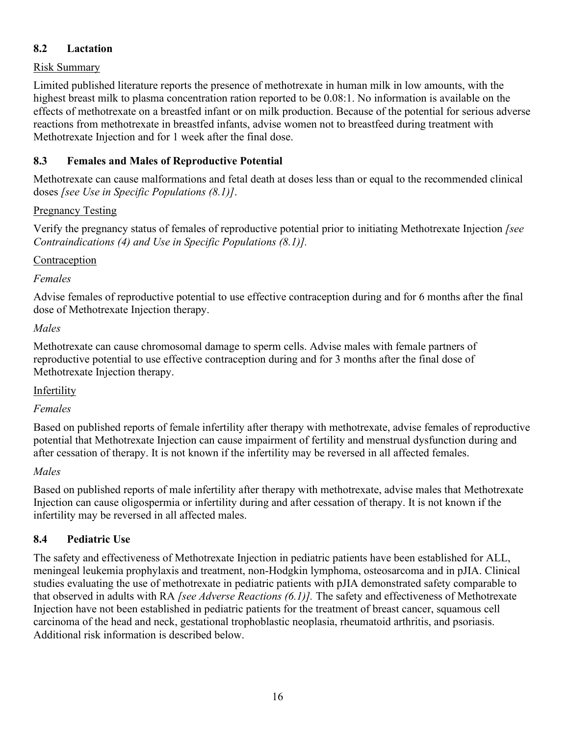### 8.2 Lactation

Risk Summary

Limited published literature reports the presence of methotrexate in human milk in low amounts, with the highest breast milk to plasma concentration ration reported to be 0.08:1. No information is available on the effects of methotrexate on a breastfed infant or on milk production. Because of the potential for serious adverse reactions from methotrexate in breastfed infants, advise women not to breastfeed during treatment with Methotrexate Injection and for 1 week after the final dose.

### 8.3 Females and Males of Reproductive Potential

Methotrexate can cause malformations and fetal death at doses less than or equal to the recommended clinical doses *[see Use in Specific Populations (8.1)]*.

Pregnancy Testing

Verify the pregnancy status of females of reproductive potential prior to initiating Methotrexate Injection *[see Contraindications (4) and Use in Specific Populations (8.1)].*

Contraception

*Females*

Advise females of reproductive potential to use effective contraception during and for 6 months after the final dose of Methotrexate Injection therapy.

*Males*

Methotrexate can cause chromosomal damage to sperm cells. Advise males with female partners of reproductive potential to use effective contraception during and for 3 months after the final dose of Methotrexate Injection therapy.

Infertility

*Females*

Based on published reports of female infertility after therapy with methotrexate, advise females of reproductive potential that Methotrexate Injection can cause impairment of fertility and menstrual dysfunction during and after cessation of therapy. It is not known if the infertility may be reversed in all affected females.

*Males*

Based on published reports of male infertility after therapy with methotrexate, advise males that Methotrexate Injection can cause oligospermia or infertility during and after cessation of therapy. It is not known if the infertility may be reversed in all affected males.

### 8.4 Pediatric Use

The safety and effectiveness of Methotrexate Injection in pediatric patients have been established for ALL, meningeal leukemia prophylaxis and treatment, non-Hodgkin lymphoma, osteosarcoma and in pJIA. Clinical studies evaluating the use of methotrexate in pediatric patients with pJIA demonstrated safety comparable to that observed in adults with RA *[see Adverse Reactions (6.1)].* The safety and effectiveness of Methotrexate Injection have not been established in pediatric patients for the treatment of breast cancer, squamous cell carcinoma of the head and neck, gestational trophoblastic neoplasia, rheumatoid arthritis, and psoriasis. Additional risk information is described below.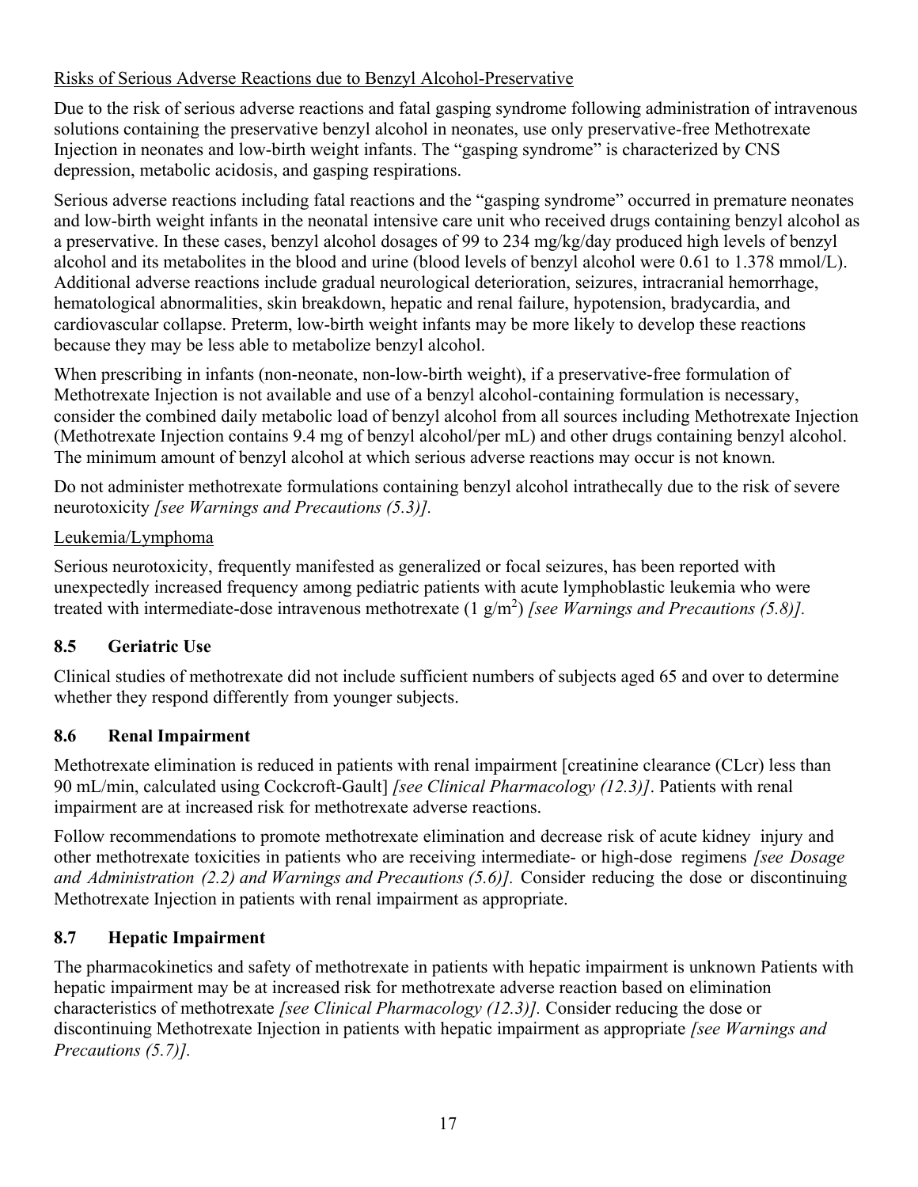Risks of Serious Adverse Reactions due to Benzyl Alcohol-Preservative

Due to the risk of serious adverse reactions and fatal gasping syndrome following administration of intravenous solutions containing the preservative benzyl alcohol in neonates, use only preservative-free Methotrexate Injection in neonates and low-birth weight infants. The "gasping syndrome" is characterized by CNS depression, metabolic acidosis, and gasping respirations.

Serious adverse reactions including fatal reactions and the "gasping syndrome" occurred in premature neonates and low-birth weight infants in the neonatal intensive care unit who received drugs containing benzyl alcohol as a preservative. In these cases, benzyl alcohol dosages of 99 to 234 mg/kg/day produced high levels of benzyl alcohol and its metabolites in the blood and urine (blood levels of benzyl alcohol were 0.61 to 1.378 mmol/L). Additional adverse reactions include gradual neurological deterioration, seizures, intracranial hemorrhage, hematological abnormalities, skin breakdown, hepatic and renal failure, hypotension, bradycardia, and cardiovascular collapse. Preterm, low-birth weight infants may be more likely to develop these reactions because they may be less able to metabolize benzyl alcohol.

When prescribing in infants (non-neonate, non-low-birth weight), if a preservative-free formulation of Methotrexate Injection is not available and use of a benzyl alcohol-containing formulation is necessary, consider the combined daily metabolic load of benzyl alcohol from all sources including Methotrexate Injection (Methotrexate Injection contains 9.4 mg of benzyl alcohol/per mL) and other drugs containing benzyl alcohol. The minimum amount of benzyl alcohol at which serious adverse reactions may occur is not known.

Do not administer methotrexate formulations containing benzyl alcohol intrathecally due to the risk of severe neurotoxicity *[see Warnings and Precautions (5.3)]*.

Leukemia/Lymphoma

Serious neurotoxicity, frequently manifested as generalized or focal seizures, has been reported with unexpectedly increased frequency among pediatric patients with acute lymphoblastic leukemia who were treated with intermediate-dose intravenous methotrexate (1 g/$m^2$) *[see Warnings and Precautions (5.8)]*.

### 8.5 Geriatric Use

Clinical studies of methotrexate did not include sufficient numbers of subjects aged 65 and over to determine whether they respond differently from younger subjects.

### 8.6 Renal Impairment

Methotrexate elimination is reduced in patients with renal impairment [creatinine clearance (CLcr) less than 90 mL/min, calculated using Cockcroft-Gault] *[see Clinical Pharmacology (12.3)]*. Patients with renal impairment are at increased risk for methotrexate adverse reactions.

Follow recommendations to promote methotrexate elimination and decrease risk of acute kidney injury and other methotrexate toxicities in patients who are receiving intermediate- or high-dose regimens *[see Dosage and Administration (2.2) and Warnings and Precautions (5.6)]*. Consider reducing the dose or discontinuing Methotrexate Injection in patients with renal impairment as appropriate.

### 8.7 Hepatic Impairment

The pharmacokinetics and safety of methotrexate in patients with hepatic impairment is unknown Patients with hepatic impairment may be at increased risk for methotrexate adverse reaction based on elimination characteristics of methotrexate *[see Clinical Pharmacology (12.3)]*. Consider reducing the dose or discontinuing Methotrexate Injection in patients with hepatic impairment as appropriate *[see Warnings and Precautions (5.7)]*.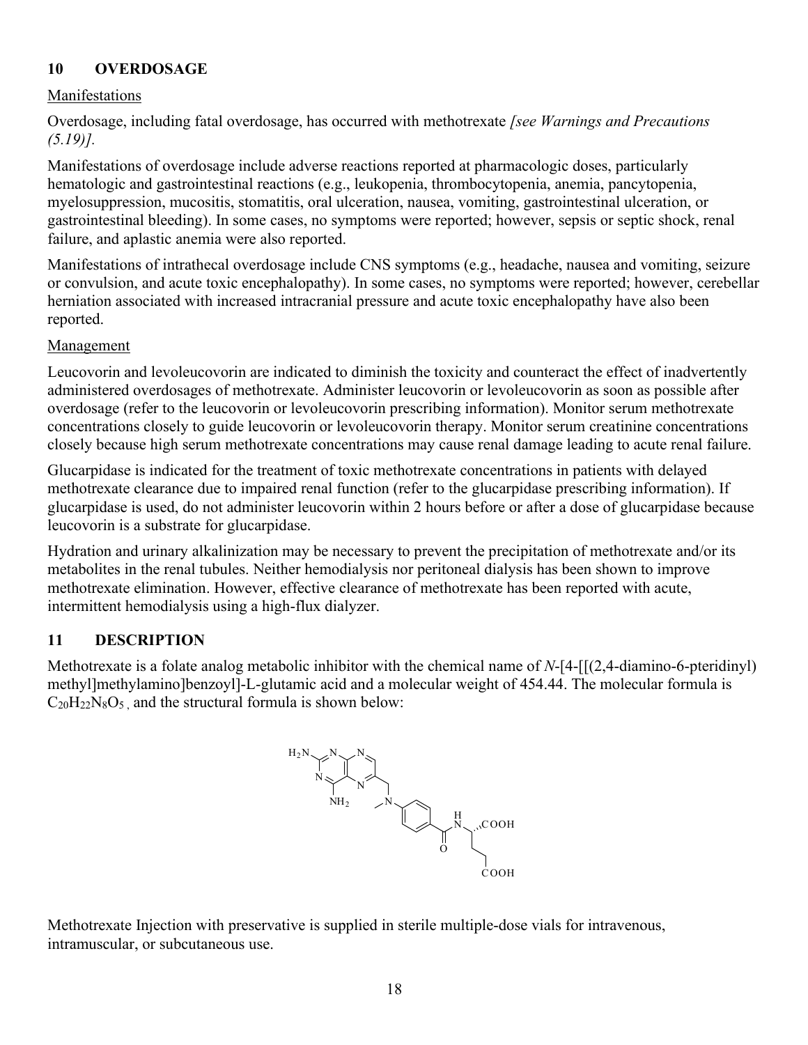## 10 OVERDOSAGE

Manifestations

Overdosage, including fatal overdosage, has occurred with methotrexate *[see Warnings and Precautions (5.19)].*

Manifestations of overdosage include adverse reactions reported at pharmacologic doses, particularly hematologic and gastrointestinal reactions (e.g., leukopenia, thrombocytopenia, anemia, pancytopenia, myelosuppression, mucositis, stomatitis, oral ulceration, nausea, vomiting, gastrointestinal ulceration, or gastrointestinal bleeding). In some cases, no symptoms were reported; however, sepsis or septic shock, renal failure, and aplastic anemia were also reported.

Manifestations of intrathecal overdosage include CNS symptoms (e.g., headache, nausea and vomiting, seizure or convulsion, and acute toxic encephalopathy). In some cases, no symptoms were reported; however, cerebellar herniation associated with increased intracranial pressure and acute toxic encephalopathy have also been reported.

Management

Leucovorin and levoleucovorin are indicated to diminish the toxicity and counteract the effect of inadvertently administered overdosages of methotrexate. Administer leucovorin or levoleucovorin as soon as possible after overdosage (refer to the leucovorin or levoleucovorin prescribing information). Monitor serum methotrexate concentrations closely to guide leucovorin or levoleucovorin therapy. Monitor serum creatinine concentrations closely because high serum methotrexate concentrations may cause renal damage leading to acute renal failure.

Glucarpidase is indicated for the treatment of toxic methotrexate concentrations in patients with delayed methotrexate clearance due to impaired renal function (refer to the glucarpidase prescribing information). If glucarpidase is used, do not administer leucovorin within 2 hours before or after a dose of glucarpidase because leucovorin is a substrate for glucarpidase.

Hydration and urinary alkalinization may be necessary to prevent the precipitation of methotrexate and/or its metabolites in the renal tubules. Neither hemodialysis nor peritoneal dialysis has been shown to improve methotrexate elimination. However, effective clearance of methotrexate has been reported with acute, intermittent hemodialysis using a high-flux dialyzer.

## 11 DESCRIPTION

Methotrexate is a folate analog metabolic inhibitor with the chemical name of *N*-[4-[[(2,4-diamino-6-pteridinyl) methyl]methylamino]benzoyl]-L-glutamic acid and a molecular weight of 454.44. The molecular formula is $C_{20}H_{22}N_8O_5$, and the structural formula is shown below:

Methotrexate Injection with preservative is supplied in sterile multiple-dose vials for intravenous, intramuscular, or subcutaneous use.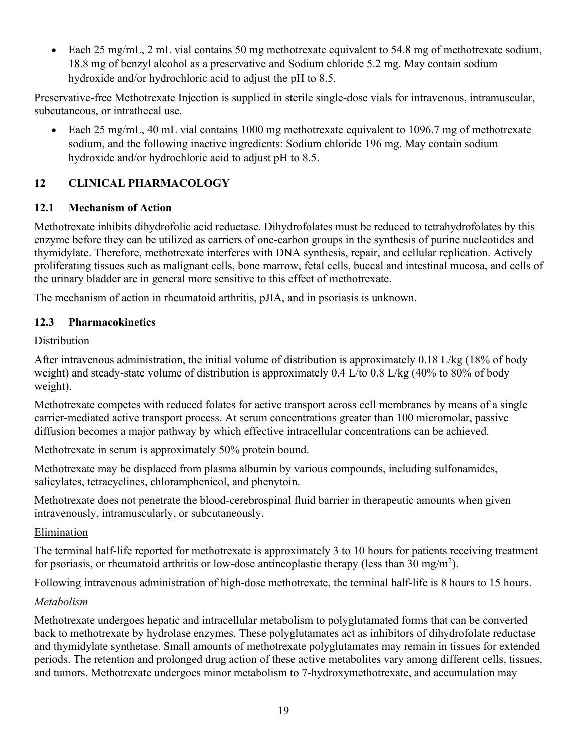- Each 25 mg/mL, 2 mL vial contains 50 mg methotrexate equivalent to 54.8 mg of methotrexate sodium, 18.8 mg of benzyl alcohol as a preservative and Sodium chloride 5.2 mg. May contain sodium hydroxide and/or hydrochloric acid to adjust the pH to 8.5.

Preservative-free Methotrexate Injection is supplied in sterile single-dose vials for intravenous, intramuscular, subcutaneous, or intrathecal use.

- Each 25 mg/mL, 40 mL vial contains 1000 mg methotrexate equivalent to 1096.7 mg of methotrexate sodium, and the following inactive ingredients: Sodium chloride 196 mg. May contain sodium hydroxide and/or hydrochloric acid to adjust pH to 8.5.

## 12 CLINICAL PHARMACOLOGY

### 12.1 Mechanism of Action

Methotrexate inhibits dihydrofolic acid reductase. Dihydrofolates must be reduced to tetrahydrofolates by this enzyme before they can be utilized as carriers of one-carbon groups in the synthesis of purine nucleotides and thymidylate. Therefore, methotrexate interferes with DNA synthesis, repair, and cellular replication. Actively proliferating tissues such as malignant cells, bone marrow, fetal cells, buccal and intestinal mucosa, and cells of the urinary bladder are in general more sensitive to this effect of methotrexate.

The mechanism of action in rheumatoid arthritis, pJIA, and in psoriasis is unknown.

### 12.3 Pharmacokinetics

Distribution

After intravenous administration, the initial volume of distribution is approximately 0.18 L/kg (18% of body weight) and steady-state volume of distribution is approximately 0.4 L/to 0.8 L/kg (40% to 80% of body weight).

Methotrexate competes with reduced folates for active transport across cell membranes by means of a single carrier-mediated active transport process. At serum concentrations greater than 100 micromolar, passive diffusion becomes a major pathway by which effective intracellular concentrations can be achieved.

Methotrexate in serum is approximately 50% protein bound.

Methotrexate may be displaced from plasma albumin by various compounds, including sulfonamides, salicylates, tetracyclines, chloramphenicol, and phenytoin.

Methotrexate does not penetrate the blood-cerebrospinal fluid barrier in therapeutic amounts when given intravenously, intramuscularly, or subcutaneously.

Elimination

The terminal half-life reported for methotrexate is approximately 3 to 10 hours for patients receiving treatment for psoriasis, or rheumatoid arthritis or low-dose antineoplastic therapy (less than 30 mg/m$^2$).

Following intravenous administration of high-dose methotrexate, the terminal half-life is 8 hours to 15 hours.

*Metabolism*

Methotrexate undergoes hepatic and intracellular metabolism to polyglutamated forms that can be converted back to methotrexate by hydrolase enzymes. These polyglutamates act as inhibitors of dihydrofolate reductase and thymidylate synthetase. Small amounts of methotrexate polyglutamates may remain in tissues for extended periods. The retention and prolonged drug action of these active metabolites vary among different cells, tissues, and tumors. Methotrexate undergoes minor metabolism to 7-hydroxymethotrexate, and accumulation may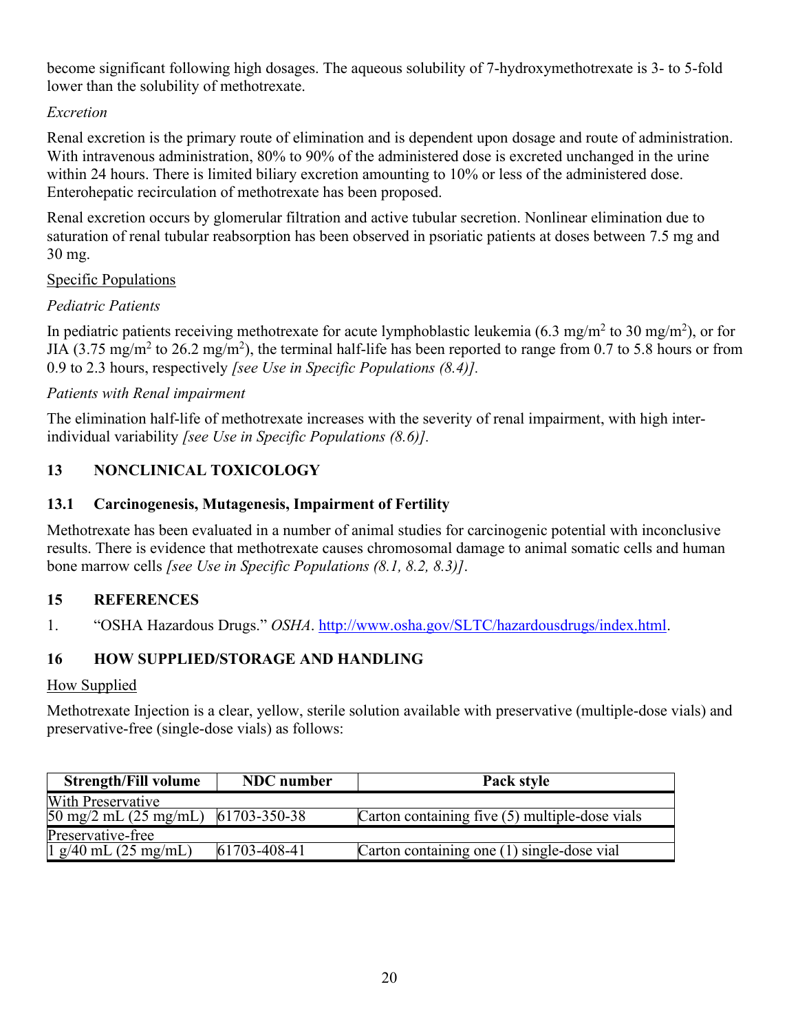become significant following high dosages. The aqueous solubility of 7-hydroxymethotrexate is 3- to 5-fold lower than the solubility of methotrexate.

*Excretion*

Renal excretion is the primary route of elimination and is dependent upon dosage and route of administration. With intravenous administration, 80% to 90% of the administered dose is excreted unchanged in the urine within 24 hours. There is limited biliary excretion amounting to 10% or less of the administered dose. Enterohepatic recirculation of methotrexate has been proposed.

Renal excretion occurs by glomerular filtration and active tubular secretion. Nonlinear elimination due to saturation of renal tubular reabsorption has been observed in psoriatic patients at doses between 7.5 mg and 30 mg.

Specific Populations

*Pediatric Patients*

In pediatric patients receiving methotrexate for acute lymphoblastic leukemia (6.3 $mg/m^2$ to 30 $mg/m^2$), or for JIA (3.75 $mg/m^2$ to 26.2 $mg/m^2$), the terminal half-life has been reported to range from 0.7 to 5.8 hours or from 0.9 to 2.3 hours, respectively *[see Use in Specific Populations (8.4)].*

*Patients with Renal impairment*

The elimination half-life of methotrexate increases with the severity of renal impairment, with high inter-individual variability *[see Use in Specific Populations (8.6)].*

## 13 NONCLINICAL TOXICOLOGY

### 13.1 Carcinogenesis, Mutagenesis, Impairment of Fertility

Methotrexate has been evaluated in a number of animal studies for carcinogenic potential with inconclusive results. There is evidence that methotrexate causes chromosomal damage to animal somatic cells and human bone marrow cells *[see Use in Specific Populations (8.1, 8.2, 8.3)]*.

## 15 REFERENCES

1. "OSHA Hazardous Drugs." *OSHA*. http://www.osha.gov/SLTC/hazardousdrugs/index.html.

## 16 HOW SUPPLIED/STORAGE AND HANDLING

How Supplied

Methotrexate Injection is a clear, yellow, sterile solution available with preservative (multiple-dose vials) and preservative-free (single-dose vials) as follows:

| Strength/Fill volume | NDC number | Pack style |
|---|---|---|
| With Preservative | | |
| 50 mg/2 mL (25 mg/mL) | 61703-350-38 | Carton containing five (5) multiple-dose vials |
| Preservative-free | | |
| 1 g/40 mL (25 mg/mL) | 61703-408-41 | Carton containing one (1) single-dose vial |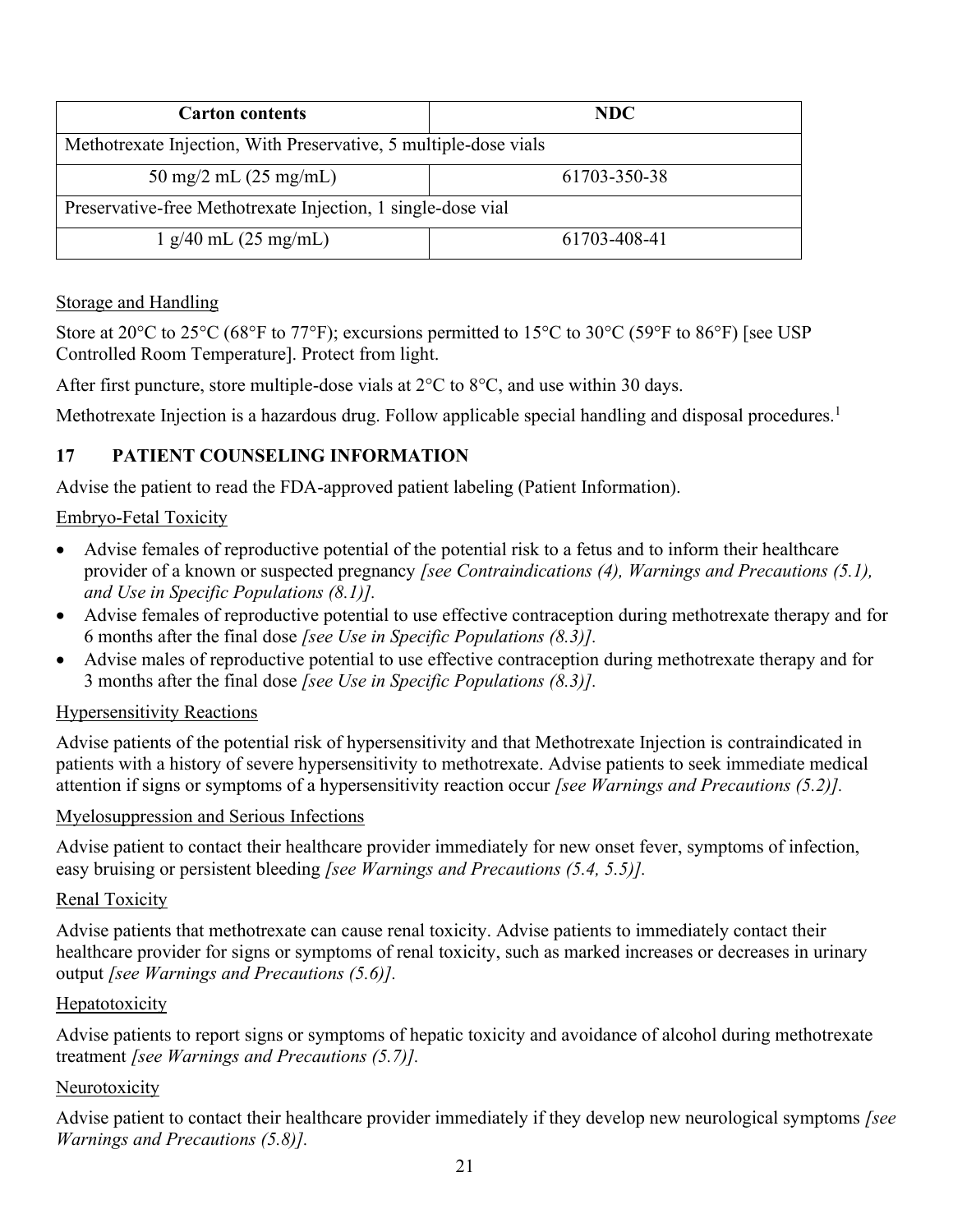| Carton contents | NDC |
| --- | --- |
| Methotrexate Injection, With Preservative, 5 multiple-dose vials | |
| 50 mg/2 mL (25 mg/mL) | 61703-350-38 |
| Preservative-free Methotrexate Injection, 1 single-dose vial | |
| 1 g/40 mL (25 mg/mL) | 61703-408-41 |

Storage and Handling

Store at 20°C to 25°C (68°F to 77°F); excursions permitted to 15°C to 30°C (59°F to 86°F) [see USP Controlled Room Temperature]. Protect from light.

After first puncture, store multiple-dose vials at 2°C to 8°C, and use within 30 days.

Methotrexate Injection is a hazardous drug. Follow applicable special handling and disposal procedures.[1]

## 17 PATIENT COUNSELING INFORMATION

Advise the patient to read the FDA-approved patient labeling (Patient Information).

Embryo-Fetal Toxicity

- Advise females of reproductive potential of the potential risk to a fetus and to inform their healthcare provider of a known or suspected pregnancy *[see Contraindications (4), Warnings and Precautions (5.1), and Use in Specific Populations (8.1)].*
- Advise females of reproductive potential to use effective contraception during methotrexate therapy and for 6 months after the final dose *[see Use in Specific Populations (8.3)].*
- Advise males of reproductive potential to use effective contraception during methotrexate therapy and for 3 months after the final dose *[see Use in Specific Populations (8.3)].*

Hypersensitivity Reactions

Advise patients of the potential risk of hypersensitivity and that Methotrexate Injection is contraindicated in patients with a history of severe hypersensitivity to methotrexate. Advise patients to seek immediate medical attention if signs or symptoms of a hypersensitivity reaction occur *[see Warnings and Precautions (5.2)].*

Myelosuppression and Serious Infections

Advise patient to contact their healthcare provider immediately for new onset fever, symptoms of infection, easy bruising or persistent bleeding *[see Warnings and Precautions (5.4, 5.5)].*

Renal Toxicity

Advise patients that methotrexate can cause renal toxicity. Advise patients to immediately contact their healthcare provider for signs or symptoms of renal toxicity, such as marked increases or decreases in urinary output *[see Warnings and Precautions (5.6)].*

Hepatotoxicity

Advise patients to report signs or symptoms of hepatic toxicity and avoidance of alcohol during methotrexate treatment *[see Warnings and Precautions (5.7)].*

Neurotoxicity

Advise patient to contact their healthcare provider immediately if they develop new neurological symptoms *[see Warnings and Precautions (5.8)].*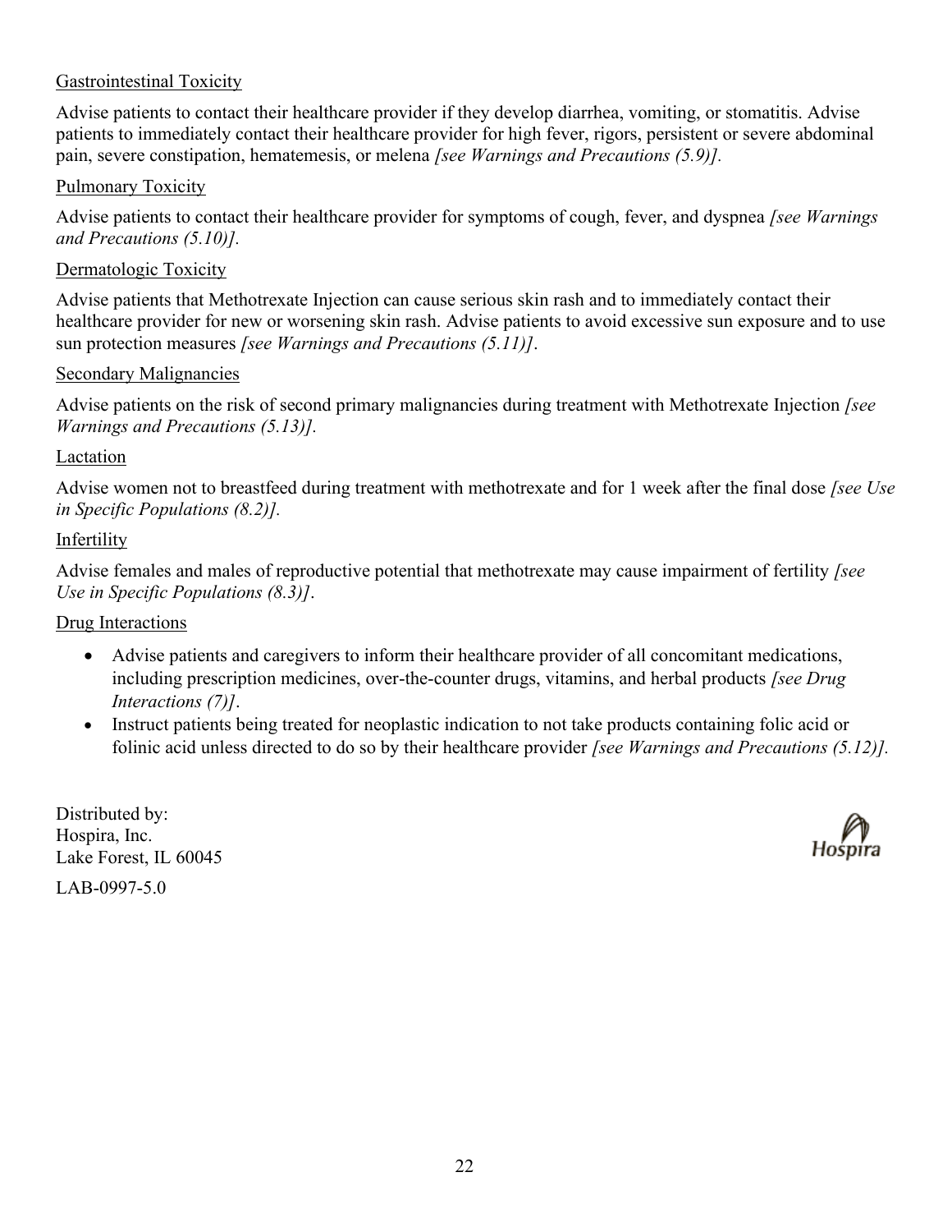Gastrointestinal Toxicity

Advise patients to contact their healthcare provider if they develop diarrhea, vomiting, or stomatitis. Advise patients to immediately contact their healthcare provider for high fever, rigors, persistent or severe abdominal pain, severe constipation, hematemesis, or melena *[see Warnings and Precautions (5.9)].*

Pulmonary Toxicity

Advise patients to contact their healthcare provider for symptoms of cough, fever, and dyspnea *[see Warnings and Precautions (5.10)].*

Dermatologic Toxicity

Advise patients that Methotrexate Injection can cause serious skin rash and to immediately contact their healthcare provider for new or worsening skin rash. Advise patients to avoid excessive sun exposure and to use sun protection measures *[see Warnings and Precautions (5.11)]*.

Secondary Malignancies

Advise patients on the risk of second primary malignancies during treatment with Methotrexate Injection *[see Warnings and Precautions (5.13)].*

Lactation

Advise women not to breastfeed during treatment with methotrexate and for 1 week after the final dose *[see Use in Specific Populations (8.2)].*

Infertility

Advise females and males of reproductive potential that methotrexate may cause impairment of fertility *[see Use in Specific Populations (8.3)]*.

Drug Interactions

- Advise patients and caregivers to inform their healthcare provider of all concomitant medications, including prescription medicines, over-the-counter drugs, vitamins, and herbal products *[see Drug Interactions (7)]*.
- Instruct patients being treated for neoplastic indication to not take products containing folic acid or folinic acid unless directed to do so by their healthcare provider *[see Warnings and Precautions (5.12)].*

Distributed by:
Hospira, Inc.
Lake Forest, IL 60045

LAB-0997-5.0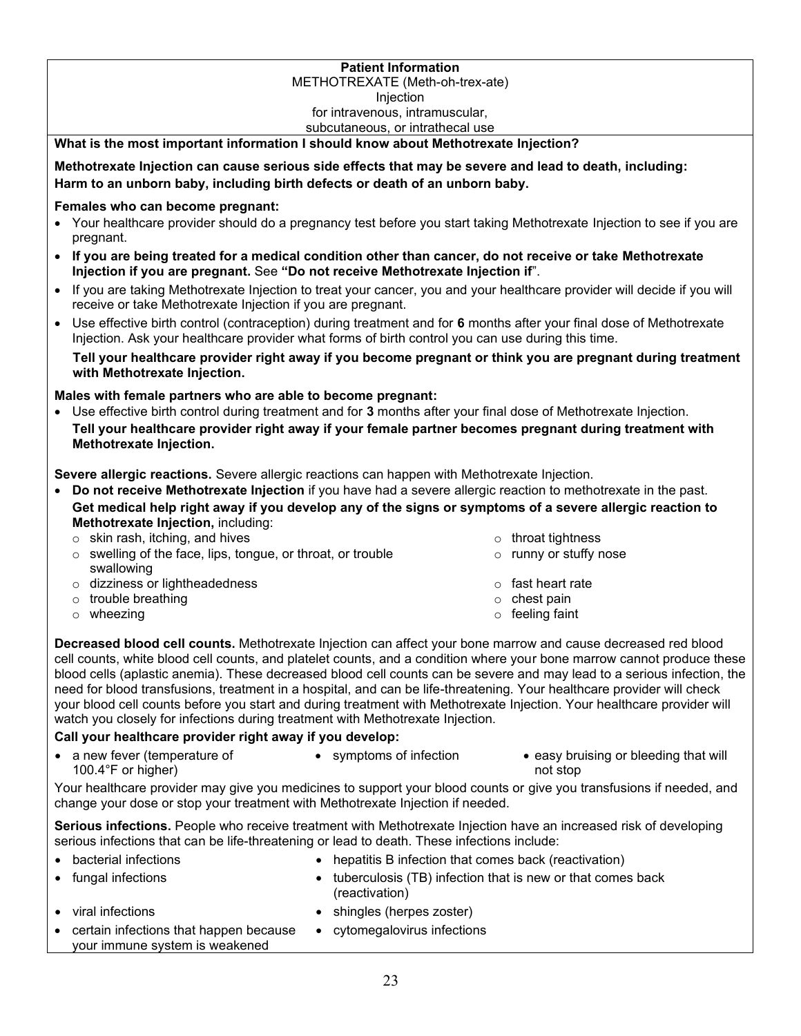**Patient Information**
METHOTREXATE (Meth-oh-trex-ate)
Injection
for intravenous, intramuscular,
subcutaneous, or intrathecal use

**What is the most important information I should know about Methotrexate Injection?**

**Methotrexate Injection can cause serious side effects that may be severe and lead to death, including:**
**Harm to an unborn baby, including birth defects or death of an unborn baby.**

**Females who can become pregnant:**

- Your healthcare provider should do a pregnancy test before you start taking Methotrexate Injection to see if you are pregnant.
- **If you are being treated for a medical condition other than cancer, do not receive or take Methotrexate Injection if you are pregnant.** See **"Do not receive Methotrexate Injection if"**.
- If you are taking Methotrexate Injection to treat your cancer, you and your healthcare provider will decide if you will receive or take Methotrexate Injection if you are pregnant.
- Use effective birth control (contraception) during treatment and for **6** months after your final dose of Methotrexate Injection. Ask your healthcare provider what forms of birth control you can use during this time.

  **Tell your healthcare provider right away if you become pregnant or think you are pregnant during treatment with Methotrexate Injection.**

**Males with female partners who are able to become pregnant:**

- Use effective birth control during treatment and for **3** months after your final dose of Methotrexate Injection.
  **Tell your healthcare provider right away if your female partner becomes pregnant during treatment with Methotrexate Injection.**

**Severe allergic reactions.** Severe allergic reactions can happen with Methotrexate Injection.

- **Do not receive Methotrexate Injection** if you have had a severe allergic reaction to methotrexate in the past.
  **Get medical help right away if you develop any of the signs or symptoms of a severe allergic reaction to Methotrexate Injection,** including:
  - skin rash, itching, and hives
  - swelling of the face, lips, tongue, or throat, or trouble swallowing
  - dizziness or lightheadedness
  - trouble breathing
  - wheezing
  - throat tightness
  - runny or stuffy nose
  - fast heart rate
  - chest pain
  - feeling faint

**Decreased blood cell counts.** Methotrexate Injection can affect your bone marrow and cause decreased red blood cell counts, white blood cell counts, and platelet counts, and a condition where your bone marrow cannot produce these blood cells (aplastic anemia). These decreased blood cell counts can be severe and may lead to a serious infection, the need for blood transfusions, treatment in a hospital, and can be life-threatening. Your healthcare provider will check your blood cell counts before you start and during treatment with Methotrexate Injection. Your healthcare provider will watch you closely for infections during treatment with Methotrexate Injection.

**Call your healthcare provider right away if you develop:**

- a new fever (temperature of 100.4°F or higher)
- symptoms of infection
- easy bruising or bleeding that will not stop

Your healthcare provider may give you medicines to support your blood counts or give you transfusions if needed, and change your dose or stop your treatment with Methotrexate Injection if needed.

**Serious infections.** People who receive treatment with Methotrexate Injection have an increased risk of developing serious infections that can be life-threatening or lead to death. These infections include:

- bacterial infections
- fungal infections
- viral infections
- certain infections that happen because your immune system is weakened
- hepatitis B infection that comes back (reactivation)
- tuberculosis (TB) infection that is new or that comes back (reactivation)
- shingles (herpes zoster)
- cytomegalovirus infections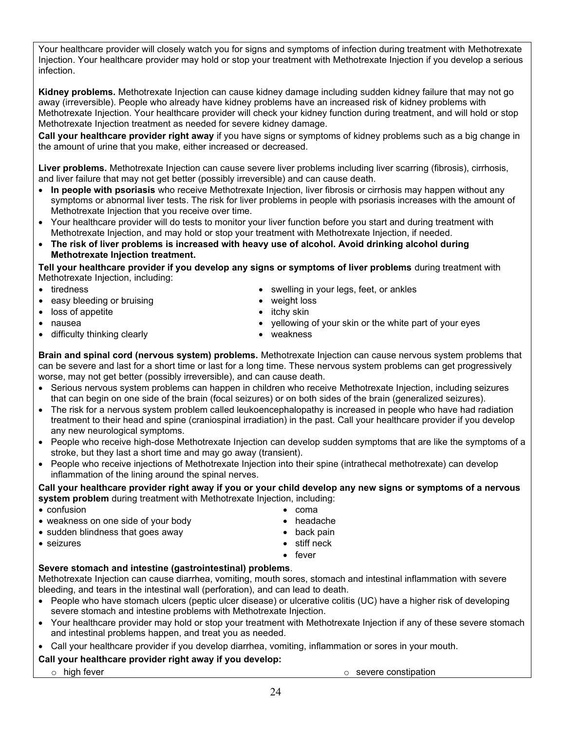Your healthcare provider will closely watch you for signs and symptoms of infection during treatment with Methotrexate Injection. Your healthcare provider may hold or stop your treatment with Methotrexate Injection if you develop a serious infection.

**Kidney problems.** Methotrexate Injection can cause kidney damage including sudden kidney failure that may not go away (irreversible). People who already have kidney problems have an increased risk of kidney problems with Methotrexate Injection. Your healthcare provider will check your kidney function during treatment, and will hold or stop Methotrexate Injection treatment as needed for severe kidney damage.

**Call your healthcare provider right away** if you have signs or symptoms of kidney problems such as a big change in the amount of urine that you make, either increased or decreased.

**Liver problems.** Methotrexate Injection can cause severe liver problems including liver scarring (fibrosis), cirrhosis, and liver failure that may not get better (possibly irreversible) and can cause death.

- **In people with psoriasis** who receive Methotrexate Injection, liver fibrosis or cirrhosis may happen without any symptoms or abnormal liver tests. The risk for liver problems in people with psoriasis increases with the amount of Methotrexate Injection that you receive over time.
- Your healthcare provider will do tests to monitor your liver function before you start and during treatment with Methotrexate Injection, and may hold or stop your treatment with Methotrexate Injection, if needed.
- **The risk of liver problems is increased with heavy use of alcohol. Avoid drinking alcohol during Methotrexate Injection treatment.**

**Tell your healthcare provider if you develop any signs or symptoms of liver problems** during treatment with Methotrexate Injection, including:

- tiredness
- easy bleeding or bruising
- loss of appetite
- nausea
- difficulty thinking clearly
- swelling in your legs, feet, or ankles
- weight loss
- itchy skin
- yellowing of your skin or the white part of your eyes
- weakness

**Brain and spinal cord (nervous system) problems.** Methotrexate Injection can cause nervous system problems that can be severe and last for a short time or last for a long time. These nervous system problems can get progressively worse, may not get better (possibly irreversible), and can cause death.

- Serious nervous system problems can happen in children who receive Methotrexate Injection, including seizures that can begin on one side of the brain (focal seizures) or on both sides of the brain (generalized seizures).
- The risk for a nervous system problem called leukoencephalopathy is increased in people who have had radiation treatment to their head and spine (craniospinal irradiation) in the past. Call your healthcare provider if you develop any new neurological symptoms.
- People who receive high-dose Methotrexate Injection can develop sudden symptoms that are like the symptoms of a stroke, but they last a short time and may go away (transient).
- People who receive injections of Methotrexate Injection into their spine (intrathecal methotrexate) can develop inflammation of the lining around the spinal nerves.

**Call your healthcare provider right away if you or your child develop any new signs or symptoms of a nervous system problem** during treatment with Methotrexate Injection, including:

- confusion
- weakness on one side of your body
- sudden blindness that goes away
- seizures
- coma
- headache
- back pain
- stiff neck
- fever

**Severe stomach and intestine (gastrointestinal) problems**.

Methotrexate Injection can cause diarrhea, vomiting, mouth sores, stomach and intestinal inflammation with severe bleeding, and tears in the intestinal wall (perforation), and can lead to death.

- People who have stomach ulcers (peptic ulcer disease) or ulcerative colitis (UC) have a higher risk of developing severe stomach and intestine problems with Methotrexate Injection.
- Your healthcare provider may hold or stop your treatment with Methotrexate Injection if any of these severe stomach and intestinal problems happen, and treat you as needed.
- Call your healthcare provider if you develop diarrhea, vomiting, inflammation or sores in your mouth.

**Call your healthcare provider right away if you develop:**

- high fever
- severe constipation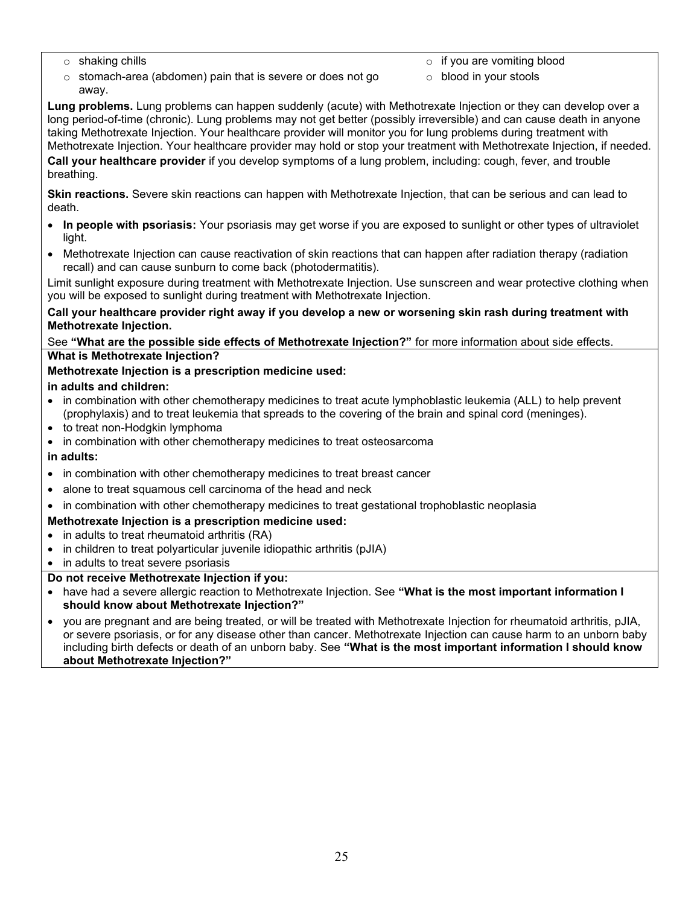- shaking chills
- stomach-area (abdomen) pain that is severe or does not go away.
- if you are vomiting blood
- blood in your stools

**Lung problems.** Lung problems can happen suddenly (acute) with Methotrexate Injection or they can develop over a long period-of-time (chronic). Lung problems may not get better (possibly irreversible) and can cause death in anyone taking Methotrexate Injection. Your healthcare provider will monitor you for lung problems during treatment with Methotrexate Injection. Your healthcare provider may hold or stop your treatment with Methotrexate Injection, if needed.

**Call your healthcare provider** if you develop symptoms of a lung problem, including: cough, fever, and trouble breathing.

**Skin reactions.** Severe skin reactions can happen with Methotrexate Injection, that can be serious and can lead to death.

- **In people with psoriasis:** Your psoriasis may get worse if you are exposed to sunlight or other types of ultraviolet light.
- Methotrexate Injection can cause reactivation of skin reactions that can happen after radiation therapy (radiation recall) and can cause sunburn to come back (photodermatitis).

Limit sunlight exposure during treatment with Methotrexate Injection. Use sunscreen and wear protective clothing when you will be exposed to sunlight during treatment with Methotrexate Injection.

**Call your healthcare provider right away if you develop a new or worsening skin rash during treatment with Methotrexate Injection.**

See **"What are the possible side effects of Methotrexate Injection?"** for more information about side effects.

**What is Methotrexate Injection?**

**Methotrexate Injection is a prescription medicine used:**

**in adults and children:**

- in combination with other chemotherapy medicines to treat acute lymphoblastic leukemia (ALL) to help prevent (prophylaxis) and to treat leukemia that spreads to the covering of the brain and spinal cord (meninges).
- to treat non-Hodgkin lymphoma
- in combination with other chemotherapy medicines to treat osteosarcoma

**in adults:**

- in combination with other chemotherapy medicines to treat breast cancer
- alone to treat squamous cell carcinoma of the head and neck
- in combination with other chemotherapy medicines to treat gestational trophoblastic neoplasia

**Methotrexate Injection is a prescription medicine used:**

- in adults to treat rheumatoid arthritis (RA)
- in children to treat polyarticular juvenile idiopathic arthritis (pJIA)
- in adults to treat severe psoriasis

**Do not receive Methotrexate Injection if you:**

- have had a severe allergic reaction to Methotrexate Injection. See **"What is the most important information I should know about Methotrexate Injection?"**
- you are pregnant and are being treated, or will be treated with Methotrexate Injection for rheumatoid arthritis, pJIA, or severe psoriasis, or for any disease other than cancer. Methotrexate Injection can cause harm to an unborn baby including birth defects or death of an unborn baby. See **"What is the most important information I should know about Methotrexate Injection?"**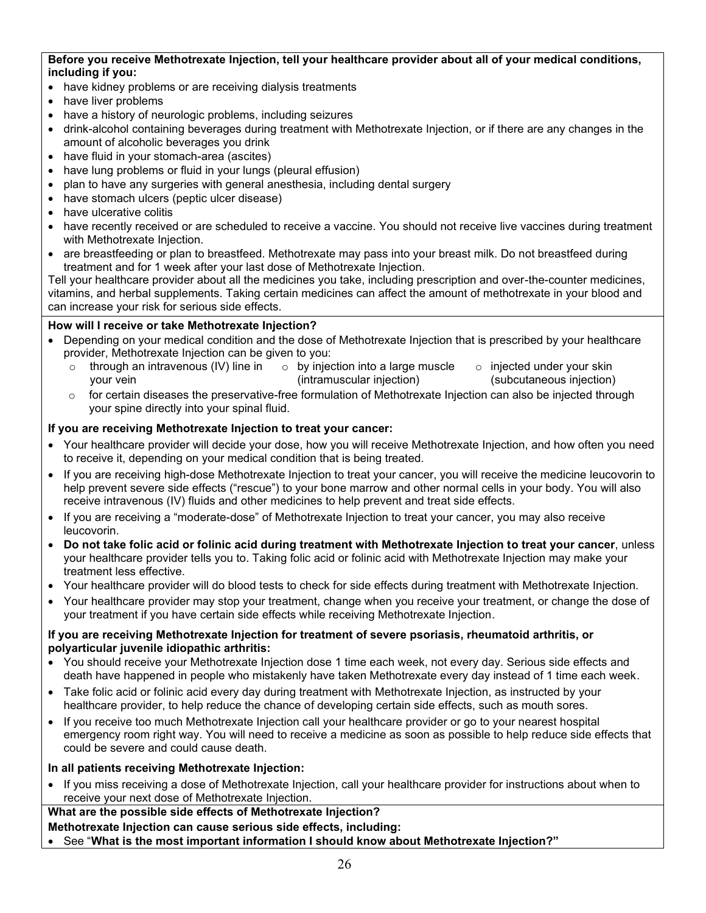**Before you receive Methotrexate Injection, tell your healthcare provider about all of your medical conditions, including if you:**

- have kidney problems or are receiving dialysis treatments
- have liver problems
- have a history of neurologic problems, including seizures
- drink-alcohol containing beverages during treatment with Methotrexate Injection, or if there are any changes in the amount of alcoholic beverages you drink
- have fluid in your stomach-area (ascites)
- have lung problems or fluid in your lungs (pleural effusion)
- plan to have any surgeries with general anesthesia, including dental surgery
- have stomach ulcers (peptic ulcer disease)
- have ulcerative colitis
- have recently received or are scheduled to receive a vaccine. You should not receive live vaccines during treatment with Methotrexate Injection.
- are breastfeeding or plan to breastfeed. Methotrexate may pass into your breast milk. Do not breastfeed during treatment and for 1 week after your last dose of Methotrexate Injection.

Tell your healthcare provider about all the medicines you take, including prescription and over-the-counter medicines, vitamins, and herbal supplements. Taking certain medicines can affect the amount of methotrexate in your blood and can increase your risk for serious side effects.

**How will I receive or take Methotrexate Injection?**

- Depending on your medical condition and the dose of Methotrexate Injection that is prescribed by your healthcare provider, Methotrexate Injection can be given to you:
  - through an intravenous (IV) line in your vein
  - by injection into a large muscle (intramuscular injection)
  - injected under your skin (subcutaneous injection)
  - for certain diseases the preservative-free formulation of Methotrexate Injection can also be injected through your spine directly into your spinal fluid.

**If you are receiving Methotrexate Injection to treat your cancer:**

- Your healthcare provider will decide your dose, how you will receive Methotrexate Injection, and how often you need to receive it, depending on your medical condition that is being treated.
- If you are receiving high-dose Methotrexate Injection to treat your cancer, you will receive the medicine leucovorin to help prevent severe side effects ("rescue") to your bone marrow and other normal cells in your body. You will also receive intravenous (IV) fluids and other medicines to help prevent and treat side effects.
- If you are receiving a "moderate-dose" of Methotrexate Injection to treat your cancer, you may also receive leucovorin.
- **Do not take folic acid or folinic acid during treatment with Methotrexate Injection to treat your cancer**, unless your healthcare provider tells you to. Taking folic acid or folinic acid with Methotrexate Injection may make your treatment less effective.
- Your healthcare provider will do blood tests to check for side effects during treatment with Methotrexate Injection.
- Your healthcare provider may stop your treatment, change when you receive your treatment, or change the dose of your treatment if you have certain side effects while receiving Methotrexate Injection.

**If you are receiving Methotrexate Injection for treatment of severe psoriasis, rheumatoid arthritis, or polyarticular juvenile idiopathic arthritis:**

- You should receive your Methotrexate Injection dose 1 time each week, not every day. Serious side effects and death have happened in people who mistakenly have taken Methotrexate every day instead of 1 time each week.
- Take folic acid or folinic acid every day during treatment with Methotrexate Injection, as instructed by your healthcare provider, to help reduce the chance of developing certain side effects, such as mouth sores.
- If you receive too much Methotrexate Injection call your healthcare provider or go to your nearest hospital emergency room right way. You will need to receive a medicine as soon as possible to help reduce side effects that could be severe and could cause death.

**In all patients receiving Methotrexate Injection:**

- If you miss receiving a dose of Methotrexate Injection, call your healthcare provider for instructions about when to receive your next dose of Methotrexate Injection.

**What are the possible side effects of Methotrexate Injection?**

**Methotrexate Injection can cause serious side effects, including:**

- See "**What is the most important information I should know about Methotrexate Injection?"**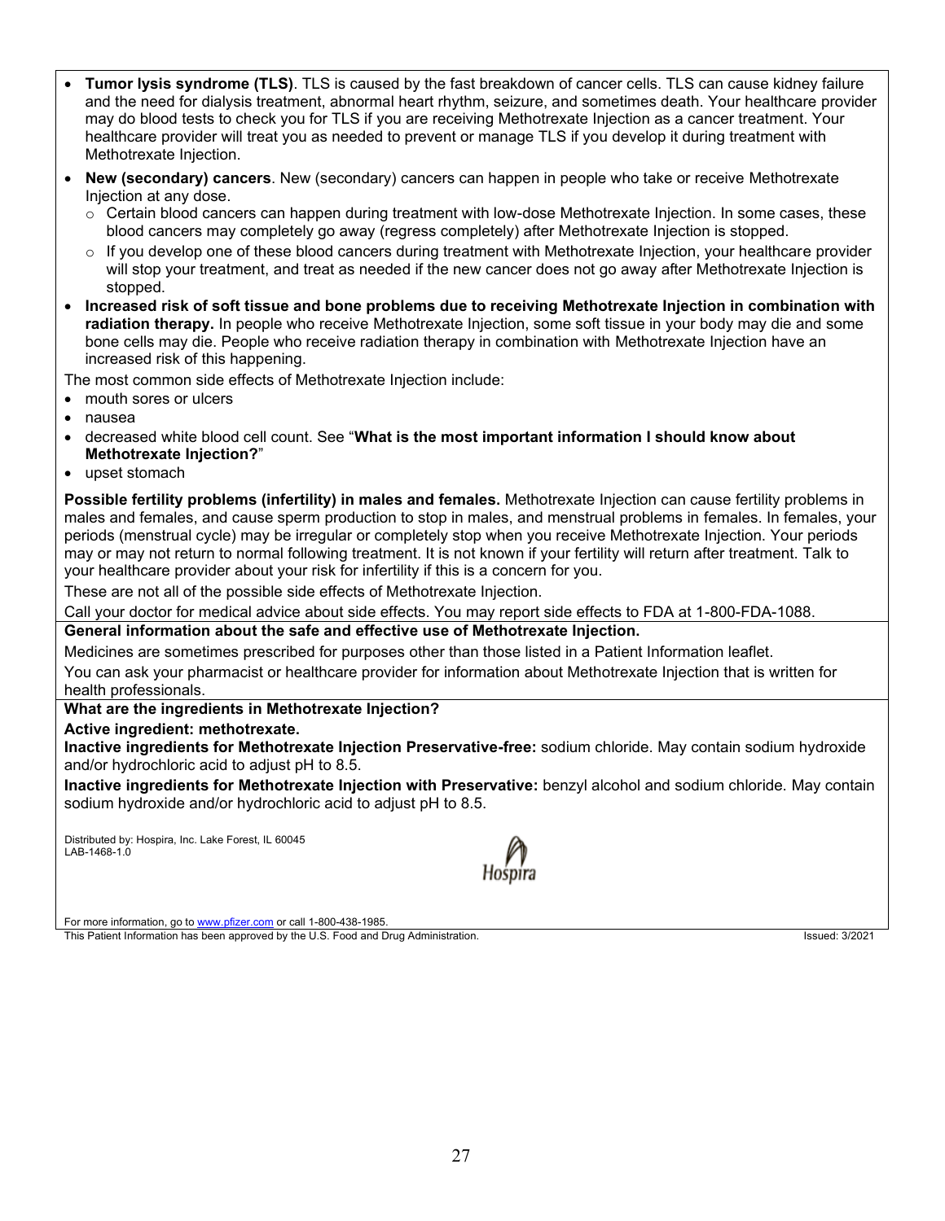- **Tumor lysis syndrome (TLS)**. TLS is caused by the fast breakdown of cancer cells. TLS can cause kidney failure and the need for dialysis treatment, abnormal heart rhythm, seizure, and sometimes death. Your healthcare provider may do blood tests to check you for TLS if you are receiving Methotrexate Injection as a cancer treatment. Your healthcare provider will treat you as needed to prevent or manage TLS if you develop it during treatment with Methotrexate Injection.
- **New (secondary) cancers**. New (secondary) cancers can happen in people who take or receive Methotrexate Injection at any dose.
  - Certain blood cancers can happen during treatment with low-dose Methotrexate Injection. In some cases, these blood cancers may completely go away (regress completely) after Methotrexate Injection is stopped.
  - If you develop one of these blood cancers during treatment with Methotrexate Injection, your healthcare provider will stop your treatment, and treat as needed if the new cancer does not go away after Methotrexate Injection is stopped.
- **Increased risk of soft tissue and bone problems due to receiving Methotrexate Injection in combination with radiation therapy.** In people who receive Methotrexate Injection, some soft tissue in your body may die and some bone cells may die. People who receive radiation therapy in combination with Methotrexate Injection have an increased risk of this happening.

The most common side effects of Methotrexate Injection include:

- mouth sores or ulcers
- nausea
- decreased white blood cell count. See "**What is the most important information I should know about Methotrexate Injection?**"
- upset stomach

**Possible fertility problems (infertility) in males and females.** Methotrexate Injection can cause fertility problems in males and females, and cause sperm production to stop in males, and menstrual problems in females. In females, your periods (menstrual cycle) may be irregular or completely stop when you receive Methotrexate Injection. Your periods may or may not return to normal following treatment. It is not known if your fertility will return after treatment. Talk to your healthcare provider about your risk for infertility if this is a concern for you.

These are not all of the possible side effects of Methotrexate Injection.

Call your doctor for medical advice about side effects. You may report side effects to FDA at 1-800-FDA-1088.

**General information about the safe and effective use of Methotrexate Injection.**

Medicines are sometimes prescribed for purposes other than those listed in a Patient Information leaflet.

You can ask your pharmacist or healthcare provider for information about Methotrexate Injection that is written for health professionals.

**What are the ingredients in Methotrexate Injection?**

**Active ingredient: methotrexate.**

**Inactive ingredients for Methotrexate Injection Preservative-free:** sodium chloride. May contain sodium hydroxide and/or hydrochloric acid to adjust pH to 8.5.

**Inactive ingredients for Methotrexate Injection with Preservative:** benzyl alcohol and sodium chloride. May contain sodium hydroxide and/or hydrochloric acid to adjust pH to 8.5.

Distributed by: Hospira, Inc. Lake Forest, IL 60045
LAB-1468-1.0

Hospira

For more information, go to www.pfizer.com or call 1-800-438-1985.

This Patient Information has been approved by the U.S. Food and Drug Administration. Issued: 3/2021